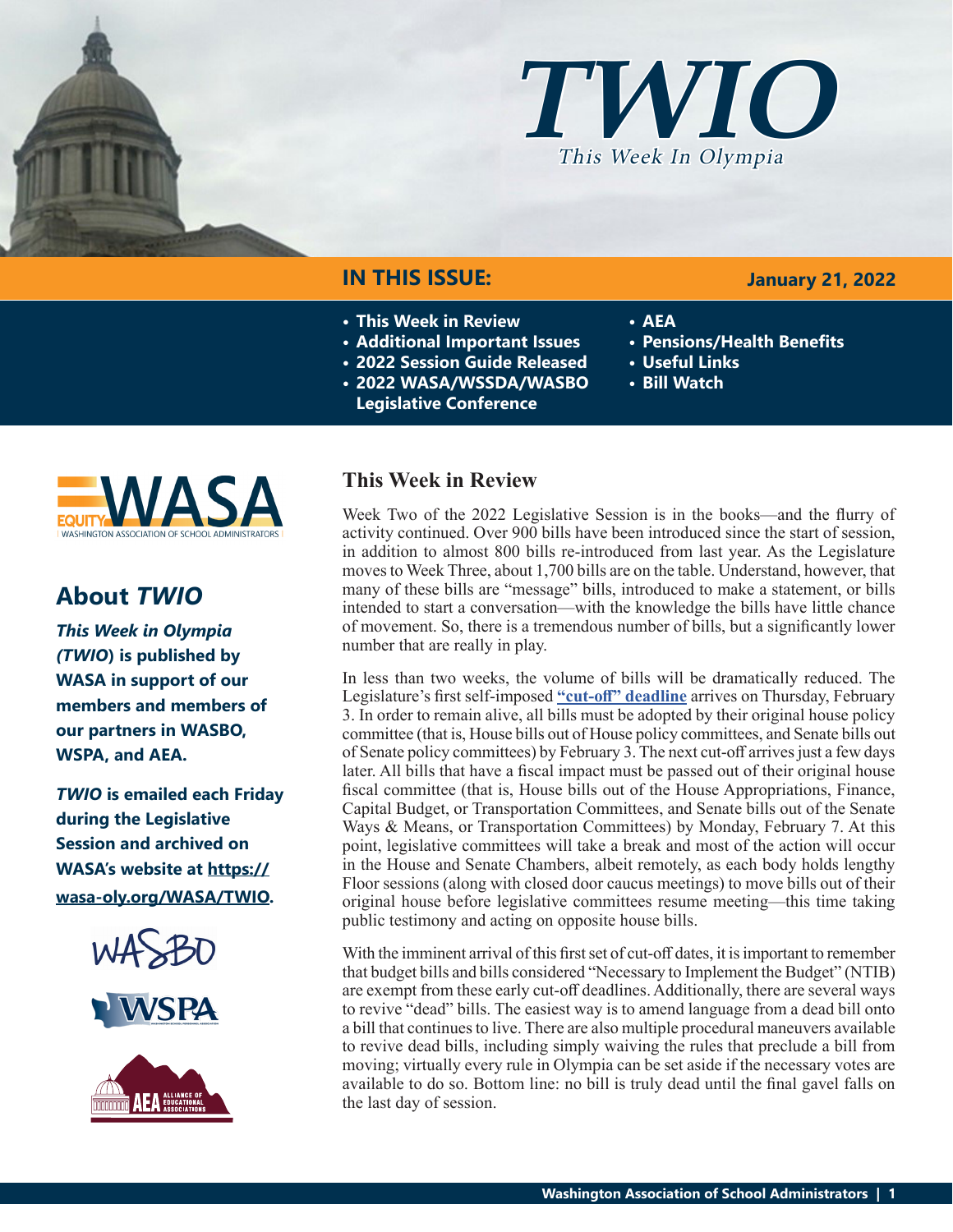# TWIO

*This Week In Olympia*

## IN THIS ISSUE:

**January 21, 2022**

- This Week in Review
- Additional Important Issues
- 2022 Session Guide Released
- 2022 WASA/WSSDA/WASBO Legislative Conference
- AEA
- Pensions/Health Benefits
- Useful Links
- Bill Watch

## About *TWIO*

***This Week in Olympia (TWIO)* is published by WASA in support of our members and members of our partners in WASBO, WSPA, and AEA.**

***TWIO* is emailed each Friday during the Legislative Session and archived on WASA's website at [https://wasa-oly.org/WASA/TWIO](https://wasa-oly.org/WASA/TWIO).**

## This Week in Review

Week Two of the 2022 Legislative Session is in the books—and the flurry of activity continued. Over 900 bills have been introduced since the start of session, in addition to almost 800 bills re-introduced from last year. As the Legislature moves to Week Three, about 1,700 bills are on the table. Understand, however, that many of these bills are "message" bills, introduced to make a statement, or bills intended to start a conversation—with the knowledge the bills have little chance of movement. So, there is a tremendous number of bills, but a significantly lower number that are really in play.

In less than two weeks, the volume of bills will be dramatically reduced. The Legislature's first self-imposed **"cut-off" deadline** arrives on Thursday, February 3. In order to remain alive, all bills must be adopted by their original house policy committee (that is, House bills out of House policy committees, and Senate bills out of Senate policy committees) by February 3. The next cut-off arrives just a few days later. All bills that have a fiscal impact must be passed out of their original house fiscal committee (that is, House bills out of the House Appropriations, Finance, Capital Budget, or Transportation Committees, and Senate bills out of the Senate Ways & Means, or Transportation Committees) by Monday, February 7. At this point, legislative committees will take a break and most of the action will occur in the House and Senate Chambers, albeit remotely, as each body holds lengthy Floor sessions (along with closed door caucus meetings) to move bills out of their original house before legislative committees resume meeting—this time taking public testimony and acting on opposite house bills.

With the imminent arrival of this first set of cut-off dates, it is important to remember that budget bills and bills considered "Necessary to Implement the Budget" (NTIB) are exempt from these early cut-off deadlines. Additionally, there are several ways to revive "dead" bills. The easiest way is to amend language from a dead bill onto a bill that continues to live. There are also multiple procedural maneuvers available to revive dead bills, including simply waiving the rules that preclude a bill from moving; virtually every rule in Olympia can be set aside if the necessary votes are available to do so. Bottom line: no bill is truly dead until the final gavel falls on the last day of session.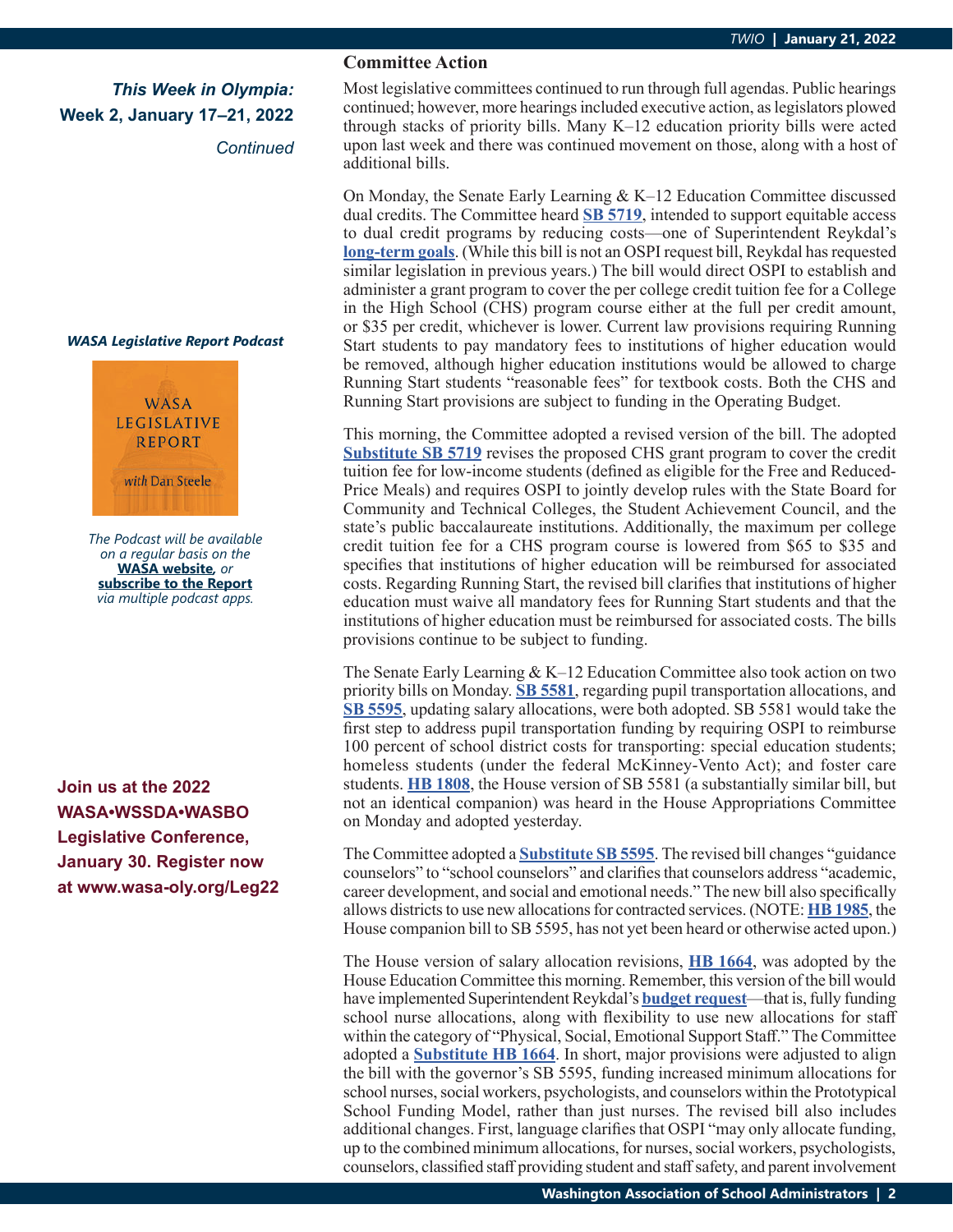*This Week in Olympia:*
**Week 2, January 17–21, 2022**
*Continued*

## Committee Action

Most legislative committees continued to run through full agendas. Public hearings continued; however, more hearings included executive action, as legislators plowed through stacks of priority bills. Many K–12 education priority bills were acted upon last week and there was continued movement on those, along with a host of additional bills.

On Monday, the Senate Early Learning & K–12 Education Committee discussed dual credits. The Committee heard **SB 5719**, intended to support equitable access to dual credit programs by reducing costs—one of Superintendent Reykdal's **long-term goals**. (While this bill is not an OSPI request bill, Reykdal has requested similar legislation in previous years.) The bill would direct OSPI to establish and administer a grant program to cover the per college credit tuition fee for a College in the High School (CHS) program course either at the full per credit amount, or $35 per credit, whichever is lower. Current law provisions requiring Running Start students to pay mandatory fees to institutions of higher education would be removed, although higher education institutions would be allowed to charge Running Start students "reasonable fees" for textbook costs. Both the CHS and Running Start provisions are subject to funding in the Operating Budget.

This morning, the Committee adopted a revised version of the bill. The adopted **Substitute SB 5719** revises the proposed CHS grant program to cover the credit tuition fee for low-income students (defined as eligible for the Free and Reduced-Price Meals) and requires OSPI to jointly develop rules with the State Board for Community and Technical Colleges, the Student Achievement Council, and the state's public baccalaureate institutions. Additionally, the maximum per college credit tuition fee for a CHS program course is lowered from $65 to $35 and specifies that institutions of higher education will be reimbursed for associated costs. Regarding Running Start, the revised bill clarifies that institutions of higher education must waive all mandatory fees for Running Start students and that the institutions of higher education must be reimbursed for associated costs. The bills provisions continue to be subject to funding.

The Senate Early Learning & K–12 Education Committee also took action on two priority bills on Monday. **SB 5581**, regarding pupil transportation allocations, and **SB 5595**, updating salary allocations, were both adopted. SB 5581 would take the first step to address pupil transportation funding by requiring OSPI to reimburse 100 percent of school district costs for transporting: special education students; homeless students (under the federal McKinney-Vento Act); and foster care students. **HB 1808**, the House version of SB 5581 (a substantially similar bill, but not an identical companion) was heard in the House Appropriations Committee on Monday and adopted yesterday.

The Committee adopted a **Substitute SB 5595**. The revised bill changes "guidance counselors" to "school counselors" and clarifies that counselors address "academic, career development, and social and emotional needs." The new bill also specifically allows districts to use new allocations for contracted services. (NOTE: **HB 1985**, the House companion bill to SB 5595, has not yet been heard or otherwise acted upon.)

The House version of salary allocation revisions, **HB 1664**, was adopted by the House Education Committee this morning. Remember, this version of the bill would have implemented Superintendent Reykdal's **budget request**—that is, fully funding school nurse allocations, along with flexibility to use new allocations for staff within the category of "Physical, Social, Emotional Support Staff." The Committee adopted a **Substitute HB 1664**. In short, major provisions were adjusted to align the bill with the governor's SB 5595, funding increased minimum allocations for school nurses, social workers, psychologists, and counselors within the Prototypical School Funding Model, rather than just nurses. The revised bill also includes additional changes. First, language clarifies that OSPI "may only allocate funding, up to the combined minimum allocations, for nurses, social workers, psychologists, counselors, classified staff providing student and staff safety, and parent involvement

***WASA Legislative Report Podcast***

*The Podcast will be available on a regular basis on the* **WASA website***, or* **subscribe to the Report** *via multiple podcast apps.*

**Join us at the 2022 WASA•WSSDA•WASBO Legislative Conference, January 30. Register now at www.wasa-oly.org/Leg22**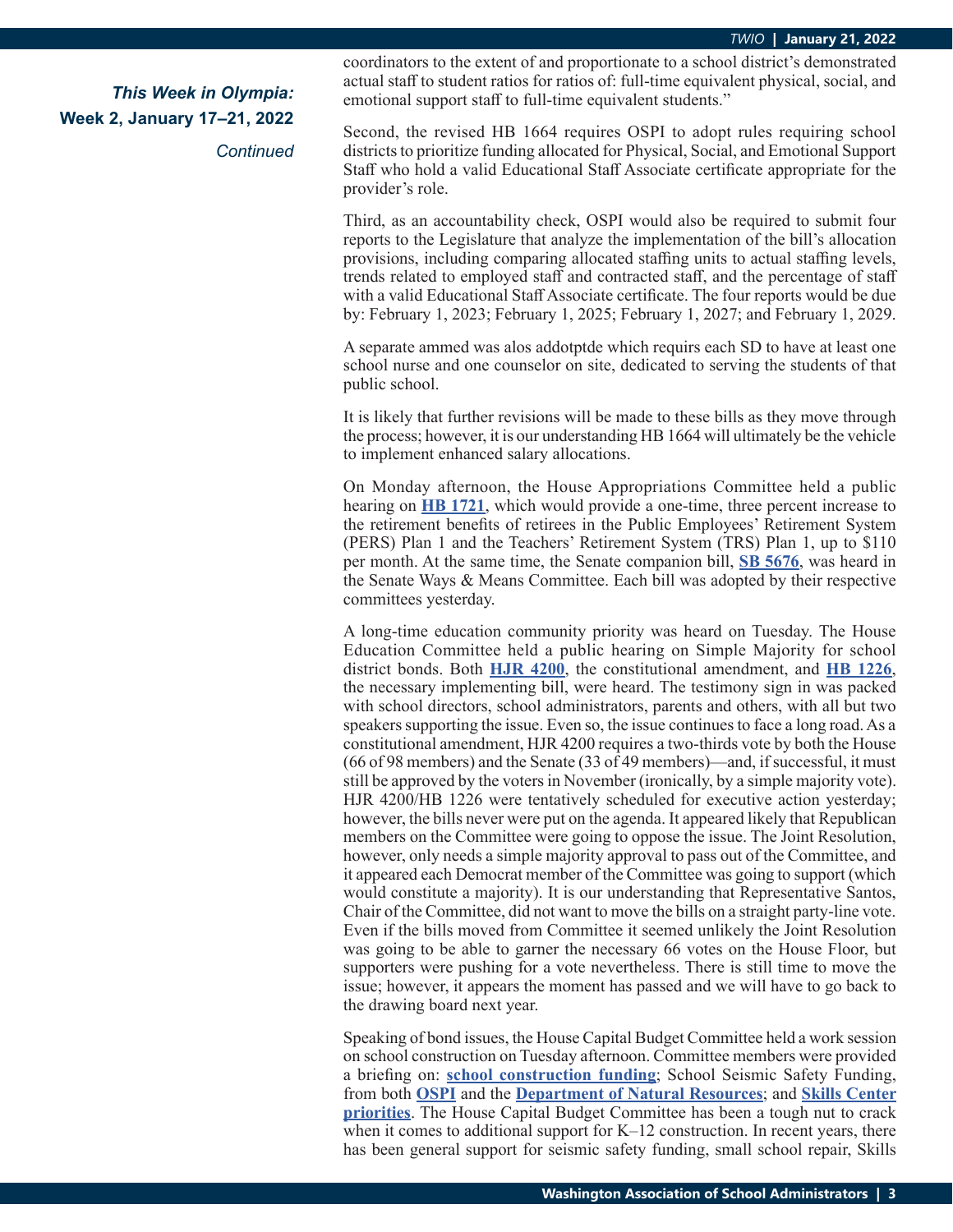*This Week in Olympia:*
**Week 2, January 17–21, 2022**
*Continued*

coordinators to the extent of and proportionate to a school district's demonstrated actual staff to student ratios for ratios of: full-time equivalent physical, social, and emotional support staff to full-time equivalent students."

Second, the revised HB 1664 requires OSPI to adopt rules requiring school districts to prioritize funding allocated for Physical, Social, and Emotional Support Staff who hold a valid Educational Staff Associate certificate appropriate for the provider's role.

Third, as an accountability check, OSPI would also be required to submit four reports to the Legislature that analyze the implementation of the bill's allocation provisions, including comparing allocated staffing units to actual staffing levels, trends related to employed staff and contracted staff, and the percentage of staff with a valid Educational Staff Associate certificate. The four reports would be due by: February 1, 2023; February 1, 2025; February 1, 2027; and February 1, 2029.

A separate ammed was alos addotptde which requirs each SD to have at least one school nurse and one counselor on site, dedicated to serving the students of that public school.

It is likely that further revisions will be made to these bills as they move through the process; however, it is our understanding HB 1664 will ultimately be the vehicle to implement enhanced salary allocations.

On Monday afternoon, the House Appropriations Committee held a public hearing on **HB 1721**, which would provide a one-time, three percent increase to the retirement benefits of retirees in the Public Employees' Retirement System (PERS) Plan 1 and the Teachers' Retirement System (TRS) Plan 1, up to $110 per month. At the same time, the Senate companion bill, **SB 5676**, was heard in the Senate Ways & Means Committee. Each bill was adopted by their respective committees yesterday.

A long-time education community priority was heard on Tuesday. The House Education Committee held a public hearing on Simple Majority for school district bonds. Both **HJR 4200**, the constitutional amendment, and **HB 1226**, the necessary implementing bill, were heard. The testimony sign in was packed with school directors, school administrators, parents and others, with all but two speakers supporting the issue. Even so, the issue continues to face a long road. As a constitutional amendment, HJR 4200 requires a two-thirds vote by both the House (66 of 98 members) and the Senate (33 of 49 members)—and, if successful, it must still be approved by the voters in November (ironically, by a simple majority vote). HJR 4200/HB 1226 were tentatively scheduled for executive action yesterday; however, the bills never were put on the agenda. It appeared likely that Republican members on the Committee were going to oppose the issue. The Joint Resolution, however, only needs a simple majority approval to pass out of the Committee, and it appeared each Democrat member of the Committee was going to support (which would constitute a majority). It is our understanding that Representative Santos, Chair of the Committee, did not want to move the bills on a straight party-line vote. Even if the bills moved from Committee it seemed unlikely the Joint Resolution was going to be able to garner the necessary 66 votes on the House Floor, but supporters were pushing for a vote nevertheless. There is still time to move the issue; however, it appears the moment has passed and we will have to go back to the drawing board next year.

Speaking of bond issues, the House Capital Budget Committee held a work session on school construction on Tuesday afternoon. Committee members were provided a briefing on: **school construction funding**; School Seismic Safety Funding, from both **OSPI** and the **Department of Natural Resources**; and **Skills Center priorities**. The House Capital Budget Committee has been a tough nut to crack when it comes to additional support for K–12 construction. In recent years, there has been general support for seismic safety funding, small school repair, Skills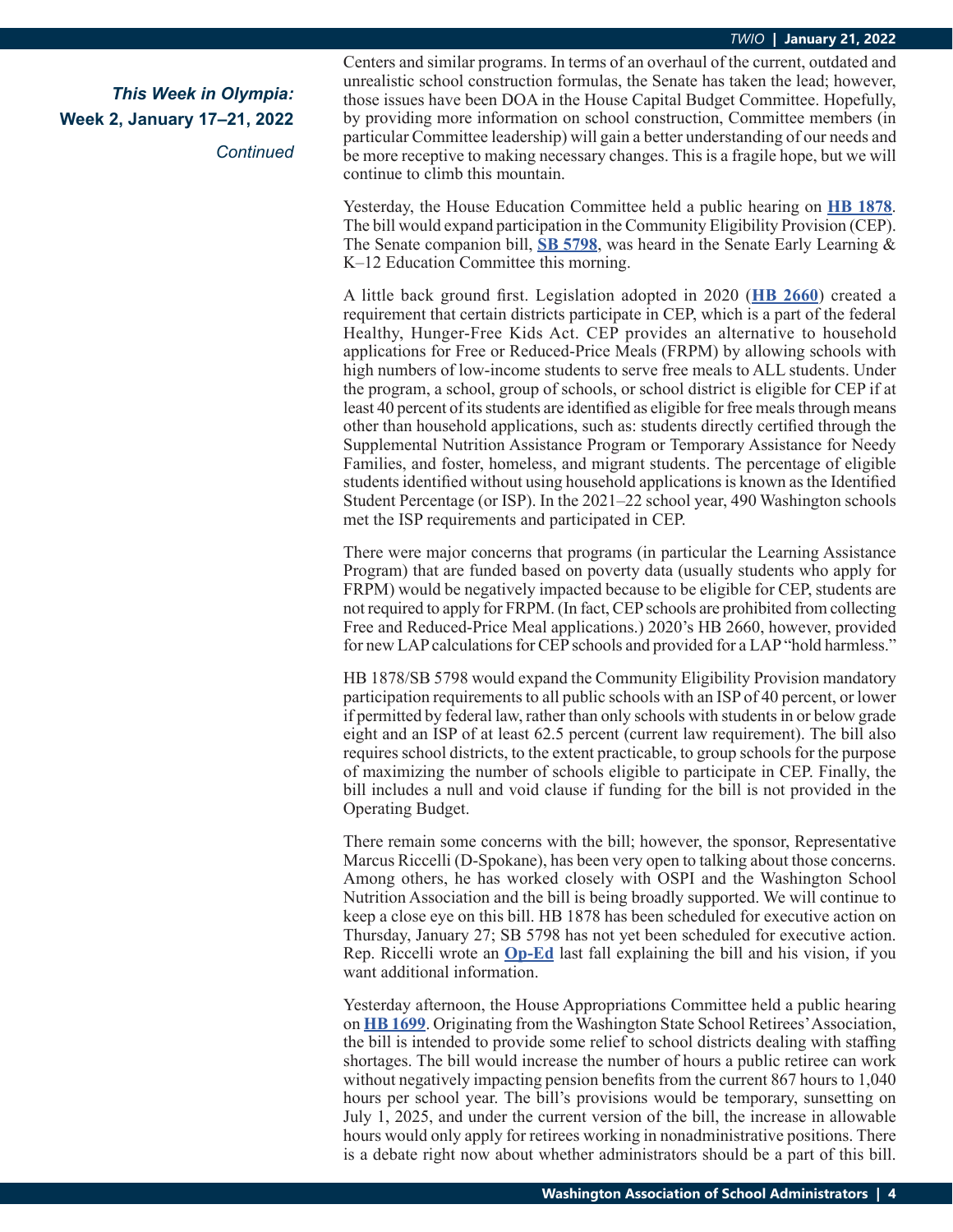*This Week in Olympia:*
**Week 2, January 17–21, 2022**
*Continued*

Centers and similar programs. In terms of an overhaul of the current, outdated and unrealistic school construction formulas, the Senate has taken the lead; however, those issues have been DOA in the House Capital Budget Committee. Hopefully, by providing more information on school construction, Committee members (in particular Committee leadership) will gain a better understanding of our needs and be more receptive to making necessary changes. This is a fragile hope, but we will continue to climb this mountain.

Yesterday, the House Education Committee held a public hearing on **HB 1878**. The bill would expand participation in the Community Eligibility Provision (CEP). The Senate companion bill, **SB 5798**, was heard in the Senate Early Learning & K–12 Education Committee this morning.

A little back ground first. Legislation adopted in 2020 (**HB 2660**) created a requirement that certain districts participate in CEP, which is a part of the federal Healthy, Hunger-Free Kids Act. CEP provides an alternative to household applications for Free or Reduced-Price Meals (FRPM) by allowing schools with high numbers of low-income students to serve free meals to ALL students. Under the program, a school, group of schools, or school district is eligible for CEP if at least 40 percent of its students are identified as eligible for free meals through means other than household applications, such as: students directly certified through the Supplemental Nutrition Assistance Program or Temporary Assistance for Needy Families, and foster, homeless, and migrant students. The percentage of eligible students identified without using household applications is known as the Identified Student Percentage (or ISP). In the 2021–22 school year, 490 Washington schools met the ISP requirements and participated in CEP.

There were major concerns that programs (in particular the Learning Assistance Program) that are funded based on poverty data (usually students who apply for FRPM) would be negatively impacted because to be eligible for CEP, students are not required to apply for FRPM. (In fact, CEP schools are prohibited from collecting Free and Reduced-Price Meal applications.) 2020's HB 2660, however, provided for new LAP calculations for CEP schools and provided for a LAP "hold harmless."

HB 1878/SB 5798 would expand the Community Eligibility Provision mandatory participation requirements to all public schools with an ISP of 40 percent, or lower if permitted by federal law, rather than only schools with students in or below grade eight and an ISP of at least 62.5 percent (current law requirement). The bill also requires school districts, to the extent practicable, to group schools for the purpose of maximizing the number of schools eligible to participate in CEP. Finally, the bill includes a null and void clause if funding for the bill is not provided in the Operating Budget.

There remain some concerns with the bill; however, the sponsor, Representative Marcus Riccelli (D-Spokane), has been very open to talking about those concerns. Among others, he has worked closely with OSPI and the Washington School Nutrition Association and the bill is being broadly supported. We will continue to keep a close eye on this bill. HB 1878 has been scheduled for executive action on Thursday, January 27; SB 5798 has not yet been scheduled for executive action. Rep. Riccelli wrote an **Op-Ed** last fall explaining the bill and his vision, if you want additional information.

Yesterday afternoon, the House Appropriations Committee held a public hearing on **HB 1699**. Originating from the Washington State School Retirees' Association, the bill is intended to provide some relief to school districts dealing with staffing shortages. The bill would increase the number of hours a public retiree can work without negatively impacting pension benefits from the current 867 hours to 1,040 hours per school year. The bill's provisions would be temporary, sunsetting on July 1, 2025, and under the current version of the bill, the increase in allowable hours would only apply for retirees working in nonadministrative positions. There is a debate right now about whether administrators should be a part of this bill.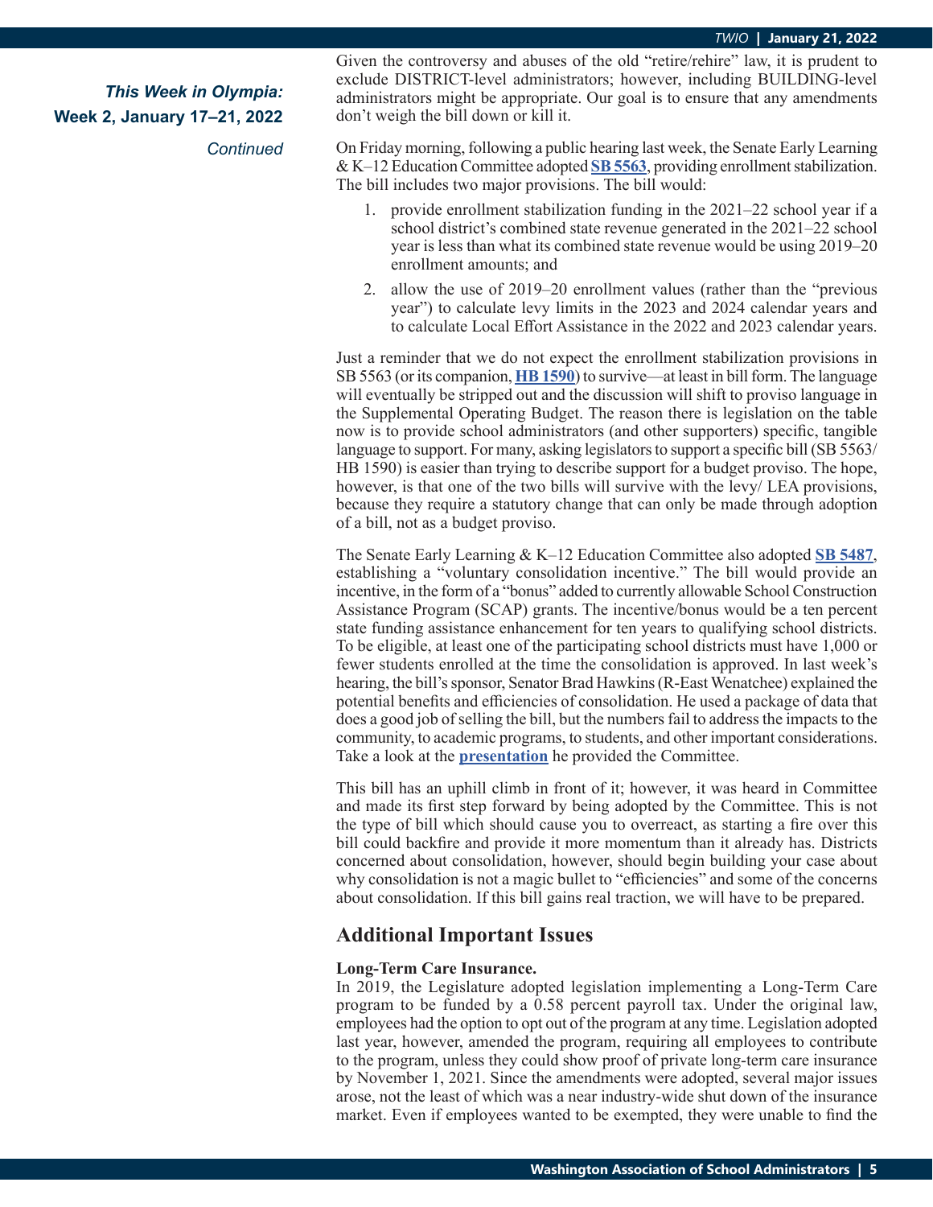Given the controversy and abuses of the old "retire/rehire" law, it is prudent to exclude DISTRICT-level administrators; however, including BUILDING-level administrators might be appropriate. Our goal is to ensure that any amendments don't weigh the bill down or kill it.

On Friday morning, following a public hearing last week, the Senate Early Learning & K–12 Education Committee adopted **SB 5563**, providing enrollment stabilization. The bill includes two major provisions. The bill would:

1. provide enrollment stabilization funding in the 2021–22 school year if a school district's combined state revenue generated in the 2021–22 school year is less than what its combined state revenue would be using 2019–20 enrollment amounts; and
2. allow the use of 2019–20 enrollment values (rather than the "previous year") to calculate levy limits in the 2023 and 2024 calendar years and to calculate Local Effort Assistance in the 2022 and 2023 calendar years.

Just a reminder that we do not expect the enrollment stabilization provisions in SB 5563 (or its companion, **HB 1590**) to survive—at least in bill form. The language will eventually be stripped out and the discussion will shift to proviso language in the Supplemental Operating Budget. The reason there is legislation on the table now is to provide school administrators (and other supporters) specific, tangible language to support. For many, asking legislators to support a specific bill (SB 5563/ HB 1590) is easier than trying to describe support for a budget proviso. The hope, however, is that one of the two bills will survive with the levy/ LEA provisions, because they require a statutory change that can only be made through adoption of a bill, not as a budget proviso.

The Senate Early Learning & K–12 Education Committee also adopted **SB 5487**, establishing a "voluntary consolidation incentive." The bill would provide an incentive, in the form of a "bonus" added to currently allowable School Construction Assistance Program (SCAP) grants. The incentive/bonus would be a ten percent state funding assistance enhancement for ten years to qualifying school districts. To be eligible, at least one of the participating school districts must have 1,000 or fewer students enrolled at the time the consolidation is approved. In last week's hearing, the bill's sponsor, Senator Brad Hawkins (R-East Wenatchee) explained the potential benefits and efficiencies of consolidation. He used a package of data that does a good job of selling the bill, but the numbers fail to address the impacts to the community, to academic programs, to students, and other important considerations. Take a look at the **presentation** he provided the Committee.

This bill has an uphill climb in front of it; however, it was heard in Committee and made its first step forward by being adopted by the Committee. This is not the type of bill which should cause you to overreact, as starting a fire over this bill could backfire and provide it more momentum than it already has. Districts concerned about consolidation, however, should begin building your case about why consolidation is not a magic bullet to "efficiencies" and some of the concerns about consolidation. If this bill gains real traction, we will have to be prepared.

## Additional Important Issues

**Long-Term Care Insurance.**
In 2019, the Legislature adopted legislation implementing a Long-Term Care program to be funded by a 0.58 percent payroll tax. Under the original law, employees had the option to opt out of the program at any time. Legislation adopted last year, however, amended the program, requiring all employees to contribute to the program, unless they could show proof of private long-term care insurance by November 1, 2021. Since the amendments were adopted, several major issues arose, not the least of which was a near industry-wide shut down of the insurance market. Even if employees wanted to be exempted, they were unable to find the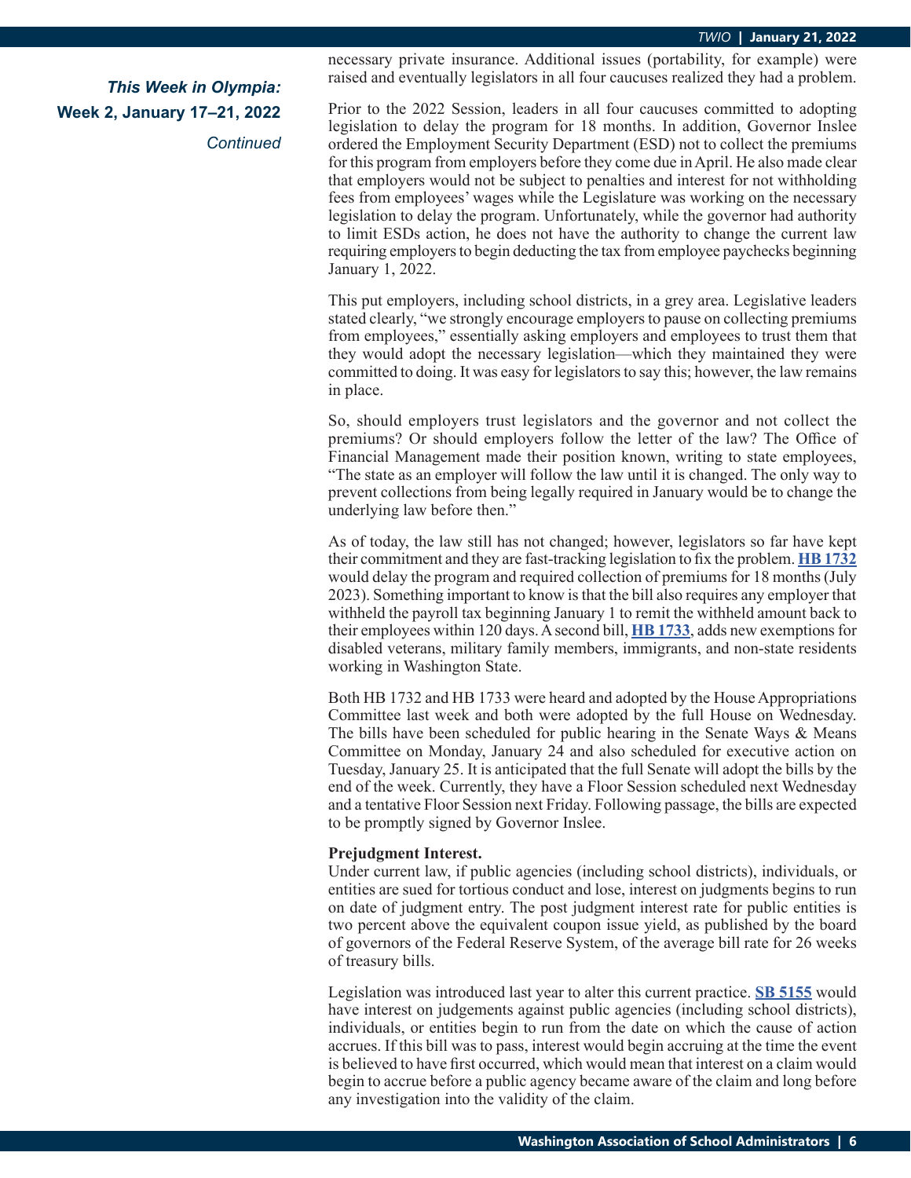*This Week in Olympia:*
**Week 2, January 17–21, 2022**
*Continued*

necessary private insurance. Additional issues (portability, for example) were raised and eventually legislators in all four caucuses realized they had a problem.

Prior to the 2022 Session, leaders in all four caucuses committed to adopting legislation to delay the program for 18 months. In addition, Governor Inslee ordered the Employment Security Department (ESD) not to collect the premiums for this program from employers before they come due in April. He also made clear that employers would not be subject to penalties and interest for not withholding fees from employees' wages while the Legislature was working on the necessary legislation to delay the program. Unfortunately, while the governor had authority to limit ESDs action, he does not have the authority to change the current law requiring employers to begin deducting the tax from employee paychecks beginning January 1, 2022.

This put employers, including school districts, in a grey area. Legislative leaders stated clearly, "we strongly encourage employers to pause on collecting premiums from employees," essentially asking employers and employees to trust them that they would adopt the necessary legislation—which they maintained they were committed to doing. It was easy for legislators to say this; however, the law remains in place.

So, should employers trust legislators and the governor and not collect the premiums? Or should employers follow the letter of the law? The Office of Financial Management made their position known, writing to state employees, "The state as an employer will follow the law until it is changed. The only way to prevent collections from being legally required in January would be to change the underlying law before then."

As of today, the law still has not changed; however, legislators so far have kept their commitment and they are fast-tracking legislation to fix the problem. **HB 1732** would delay the program and required collection of premiums for 18 months (July 2023). Something important to know is that the bill also requires any employer that withheld the payroll tax beginning January 1 to remit the withheld amount back to their employees within 120 days. A second bill, **HB 1733**, adds new exemptions for disabled veterans, military family members, immigrants, and non-state residents working in Washington State.

Both HB 1732 and HB 1733 were heard and adopted by the House Appropriations Committee last week and both were adopted by the full House on Wednesday. The bills have been scheduled for public hearing in the Senate Ways & Means Committee on Monday, January 24 and also scheduled for executive action on Tuesday, January 25. It is anticipated that the full Senate will adopt the bills by the end of the week. Currently, they have a Floor Session scheduled next Wednesday and a tentative Floor Session next Friday. Following passage, the bills are expected to be promptly signed by Governor Inslee.

**Prejudgment Interest.**
Under current law, if public agencies (including school districts), individuals, or entities are sued for tortious conduct and lose, interest on judgments begins to run on date of judgment entry. The post judgment interest rate for public entities is two percent above the equivalent coupon issue yield, as published by the board of governors of the Federal Reserve System, of the average bill rate for 26 weeks of treasury bills.

Legislation was introduced last year to alter this current practice. **SB 5155** would have interest on judgements against public agencies (including school districts), individuals, or entities begin to run from the date on which the cause of action accrues. If this bill was to pass, interest would begin accruing at the time the event is believed to have first occurred, which would mean that interest on a claim would begin to accrue before a public agency became aware of the claim and long before any investigation into the validity of the claim.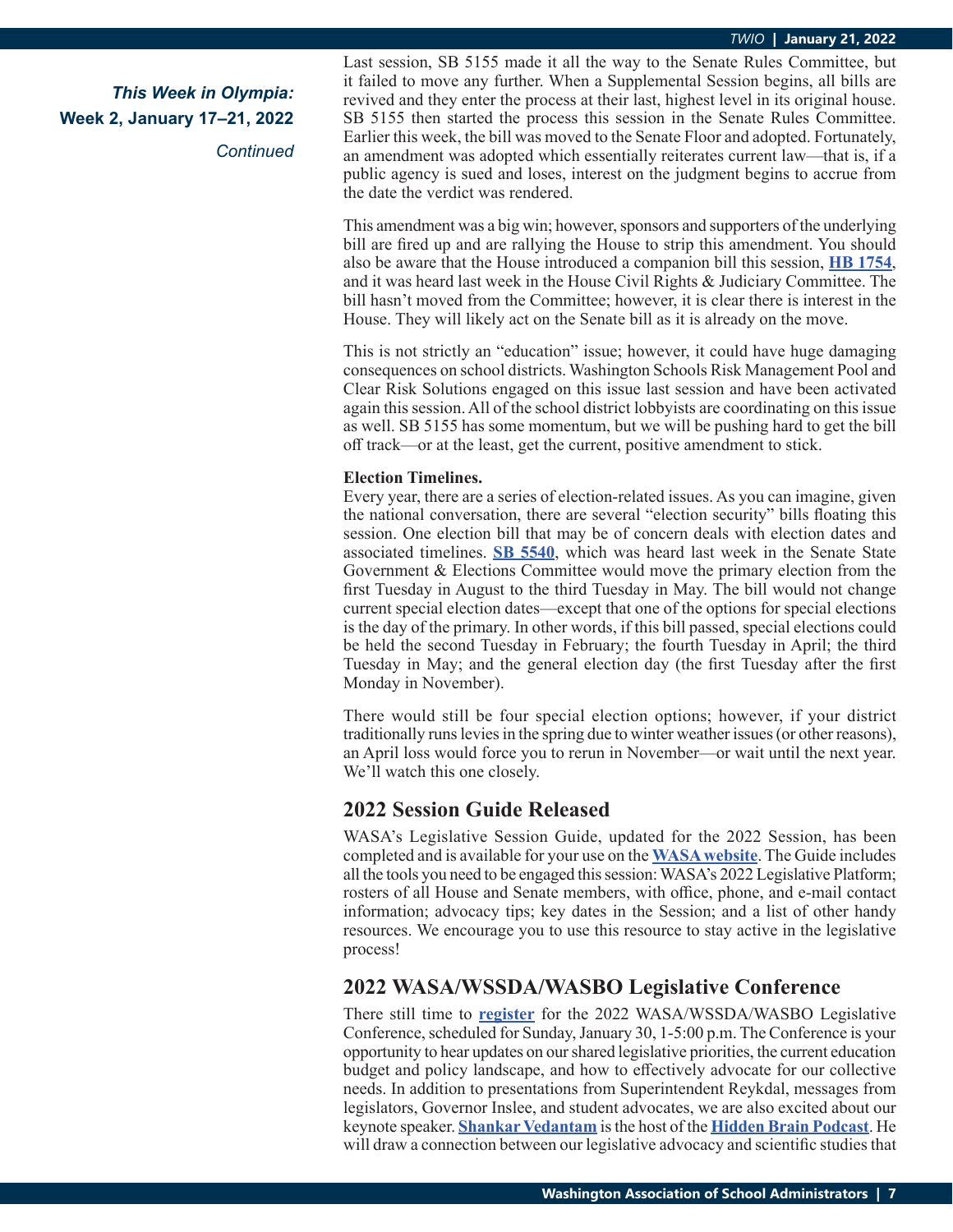*This Week in Olympia:*
**Week 2, January 17–21, 2022**
*Continued*

Last session, SB 5155 made it all the way to the Senate Rules Committee, but it failed to move any further. When a Supplemental Session begins, all bills are revived and they enter the process at their last, highest level in its original house. SB 5155 then started the process this session in the Senate Rules Committee. Earlier this week, the bill was moved to the Senate Floor and adopted. Fortunately, an amendment was adopted which essentially reiterates current law—that is, if a public agency is sued and loses, interest on the judgment begins to accrue from the date the verdict was rendered.

This amendment was a big win; however, sponsors and supporters of the underlying bill are fired up and are rallying the House to strip this amendment. You should also be aware that the House introduced a companion bill this session, **HB 1754**, and it was heard last week in the House Civil Rights & Judiciary Committee. The bill hasn't moved from the Committee; however, it is clear there is interest in the House. They will likely act on the Senate bill as it is already on the move.

This is not strictly an "education" issue; however, it could have huge damaging consequences on school districts. Washington Schools Risk Management Pool and Clear Risk Solutions engaged on this issue last session and have been activated again this session. All of the school district lobbyists are coordinating on this issue as well. SB 5155 has some momentum, but we will be pushing hard to get the bill off track—or at the least, get the current, positive amendment to stick.

**Election Timelines.**
Every year, there are a series of election-related issues. As you can imagine, given the national conversation, there are several "election security" bills floating this session. One election bill that may be of concern deals with election dates and associated timelines. **SB 5540**, which was heard last week in the Senate State Government & Elections Committee would move the primary election from the first Tuesday in August to the third Tuesday in May. The bill would not change current special election dates—except that one of the options for special elections is the day of the primary. In other words, if this bill passed, special elections could be held the second Tuesday in February; the fourth Tuesday in April; the third Tuesday in May; and the general election day (the first Tuesday after the first Monday in November).

There would still be four special election options; however, if your district traditionally runs levies in the spring due to winter weather issues (or other reasons), an April loss would force you to rerun in November—or wait until the next year. We'll watch this one closely.

## 2022 Session Guide Released

WASA's Legislative Session Guide, updated for the 2022 Session, has been completed and is available for your use on the **WASA website**. The Guide includes all the tools you need to be engaged this session: WASA's 2022 Legislative Platform; rosters of all House and Senate members, with office, phone, and e-mail contact information; advocacy tips; key dates in the Session; and a list of other handy resources. We encourage you to use this resource to stay active in the legislative process!

## 2022 WASA/WSSDA/WASBO Legislative Conference

There still time to **register** for the 2022 WASA/WSSDA/WASBO Legislative Conference, scheduled for Sunday, January 30, 1-5:00 p.m. The Conference is your opportunity to hear updates on our shared legislative priorities, the current education budget and policy landscape, and how to effectively advocate for our collective needs. In addition to presentations from Superintendent Reykdal, messages from legislators, Governor Inslee, and student advocates, we are also excited about our keynote speaker. **Shankar Vedantam** is the host of the **Hidden Brain Podcast**. He will draw a connection between our legislative advocacy and scientific studies that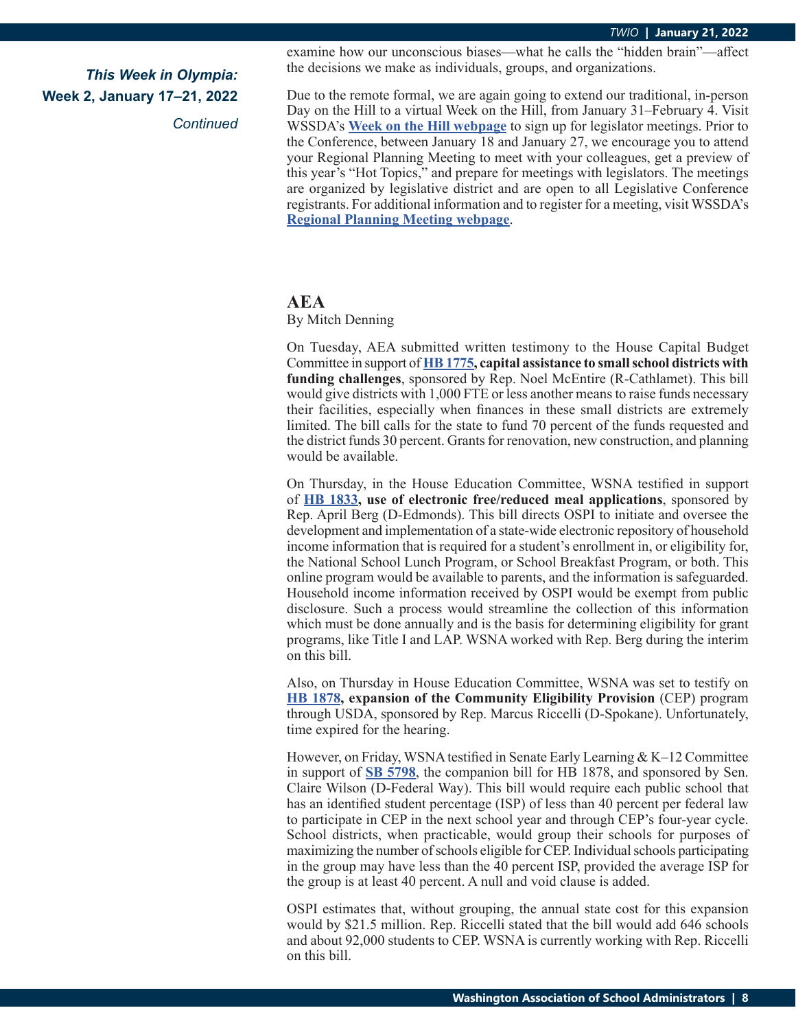*This Week in Olympia:*
**Week 2, January 17–21, 2022**
*Continued*

examine how our unconscious biases—what he calls the "hidden brain"—affect the decisions we make as individuals, groups, and organizations.

Due to the remote formal, we are again going to extend our traditional, in-person Day on the Hill to a virtual Week on the Hill, from January 31–February 4. Visit WSSDA's **Week on the Hill webpage** to sign up for legislator meetings. Prior to the Conference, between January 18 and January 27, we encourage you to attend your Regional Planning Meeting to meet with your colleagues, get a preview of this year's "Hot Topics," and prepare for meetings with legislators. The meetings are organized by legislative district and are open to all Legislative Conference registrants. For additional information and to register for a meeting, visit WSSDA's **Regional Planning Meeting webpage**.

## AEA

By Mitch Denning

On Tuesday, AEA submitted written testimony to the House Capital Budget Committee in support of **HB 1775, capital assistance to small school districts with funding challenges**, sponsored by Rep. Noel McEntire (R-Cathlamet). This bill would give districts with 1,000 FTE or less another means to raise funds necessary their facilities, especially when finances in these small districts are extremely limited. The bill calls for the state to fund 70 percent of the funds requested and the district funds 30 percent. Grants for renovation, new construction, and planning would be available.

On Thursday, in the House Education Committee, WSNA testified in support of **HB 1833, use of electronic free/reduced meal applications**, sponsored by Rep. April Berg (D-Edmonds). This bill directs OSPI to initiate and oversee the development and implementation of a state-wide electronic repository of household income information that is required for a student's enrollment in, or eligibility for, the National School Lunch Program, or School Breakfast Program, or both. This online program would be available to parents, and the information is safeguarded. Household income information received by OSPI would be exempt from public disclosure. Such a process would streamline the collection of this information which must be done annually and is the basis for determining eligibility for grant programs, like Title I and LAP. WSNA worked with Rep. Berg during the interim on this bill.

Also, on Thursday in House Education Committee, WSNA was set to testify on **HB 1878, expansion of the Community Eligibility Provision** (CEP) program through USDA, sponsored by Rep. Marcus Riccelli (D-Spokane). Unfortunately, time expired for the hearing.

However, on Friday, WSNA testified in Senate Early Learning & K–12 Committee in support of **SB 5798**, the companion bill for HB 1878, and sponsored by Sen. Claire Wilson (D-Federal Way). This bill would require each public school that has an identified student percentage (ISP) of less than 40 percent per federal law to participate in CEP in the next school year and through CEP's four-year cycle. School districts, when practicable, would group their schools for purposes of maximizing the number of schools eligible for CEP. Individual schools participating in the group may have less than the 40 percent ISP, provided the average ISP for the group is at least 40 percent. A null and void clause is added.

OSPI estimates that, without grouping, the annual state cost for this expansion would by $21.5 million. Rep. Riccelli stated that the bill would add 646 schools and about 92,000 students to CEP. WSNA is currently working with Rep. Riccelli on this bill.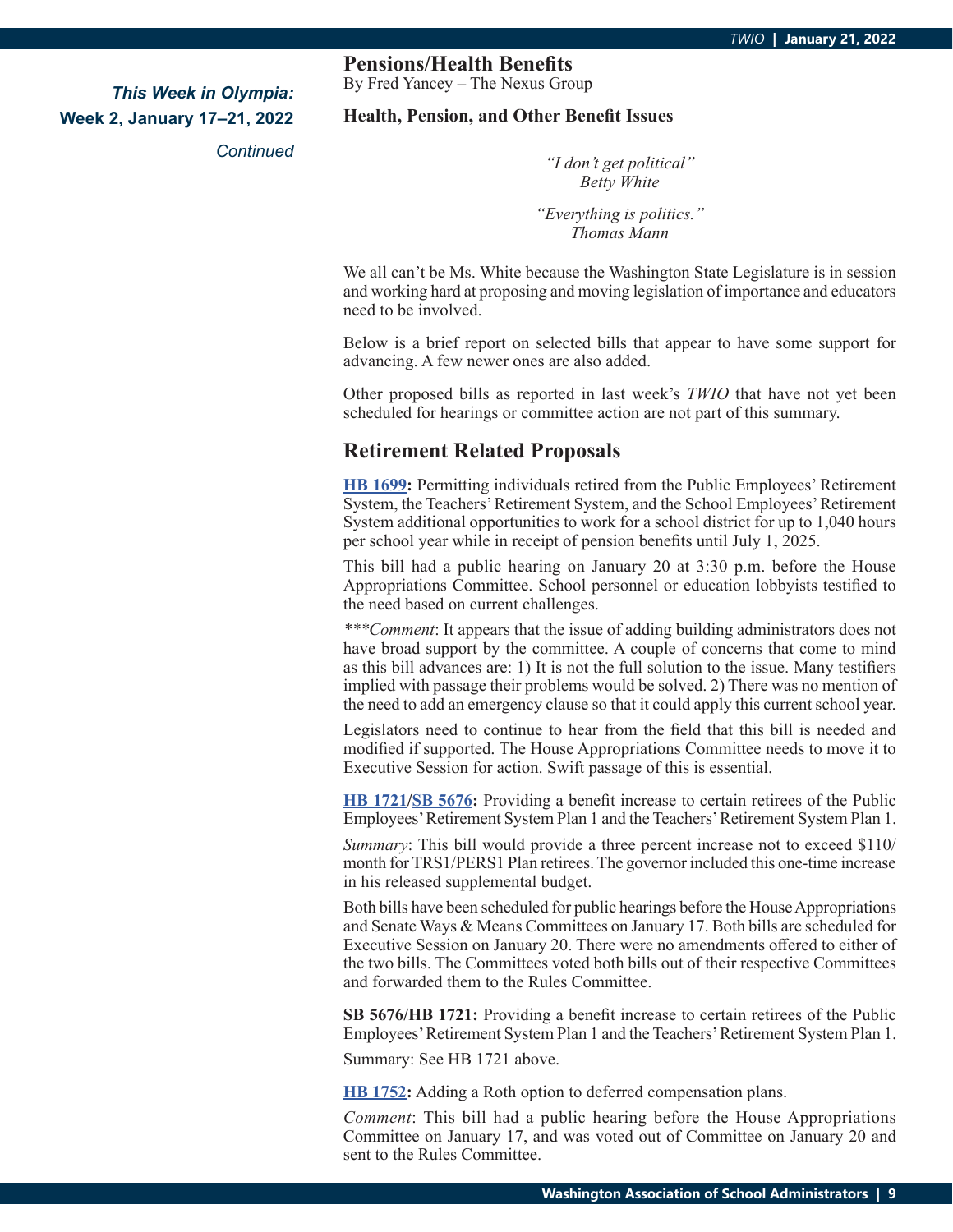*This Week in Olympia:*
**Week 2, January 17–21, 2022**
*Continued*

## Pensions/Health Benefits

By Fred Yancey – The Nexus Group

### Health, Pension, and Other Benefit Issues

*"I don't get political"*
*Betty White*

*"Everything is politics."*
*Thomas Mann*

We all can't be Ms. White because the Washington State Legislature is in session and working hard at proposing and moving legislation of importance and educators need to be involved.

Below is a brief report on selected bills that appear to have some support for advancing. A few newer ones are also added.

Other proposed bills as reported in last week's *TWIO* that have not yet been scheduled for hearings or committee action are not part of this summary.

## Retirement Related Proposals

**HB 1699:** Permitting individuals retired from the Public Employees' Retirement System, the Teachers' Retirement System, and the School Employees' Retirement System additional opportunities to work for a school district for up to 1,040 hours per school year while in receipt of pension benefits until July 1, 2025.

This bill had a public hearing on January 20 at 3:30 p.m. before the House Appropriations Committee. School personnel or education lobbyists testified to the need based on current challenges.

****Comment*: It appears that the issue of adding building administrators does not have broad support by the committee. A couple of concerns that come to mind as this bill advances are: 1) It is not the full solution to the issue. Many testifiers implied with passage their problems would be solved. 2) There was no mention of the need to add an emergency clause so that it could apply this current school year.

Legislators need to continue to hear from the field that this bill is needed and modified if supported. The House Appropriations Committee needs to move it to Executive Session for action. Swift passage of this is essential.

**HB 1721/SB 5676:** Providing a benefit increase to certain retirees of the Public Employees' Retirement System Plan 1 and the Teachers' Retirement System Plan 1.

*Summary*: This bill would provide a three percent increase not to exceed $110/month for TRS1/PERS1 Plan retirees. The governor included this one-time increase in his released supplemental budget.

Both bills have been scheduled for public hearings before the House Appropriations and Senate Ways & Means Committees on January 17. Both bills are scheduled for Executive Session on January 20. There were no amendments offered to either of the two bills. The Committees voted both bills out of their respective Committees and forwarded them to the Rules Committee.

**SB 5676/HB 1721:** Providing a benefit increase to certain retirees of the Public Employees' Retirement System Plan 1 and the Teachers' Retirement System Plan 1.

Summary: See HB 1721 above.

**HB 1752:** Adding a Roth option to deferred compensation plans.

*Comment*: This bill had a public hearing before the House Appropriations Committee on January 17, and was voted out of Committee on January 20 and sent to the Rules Committee.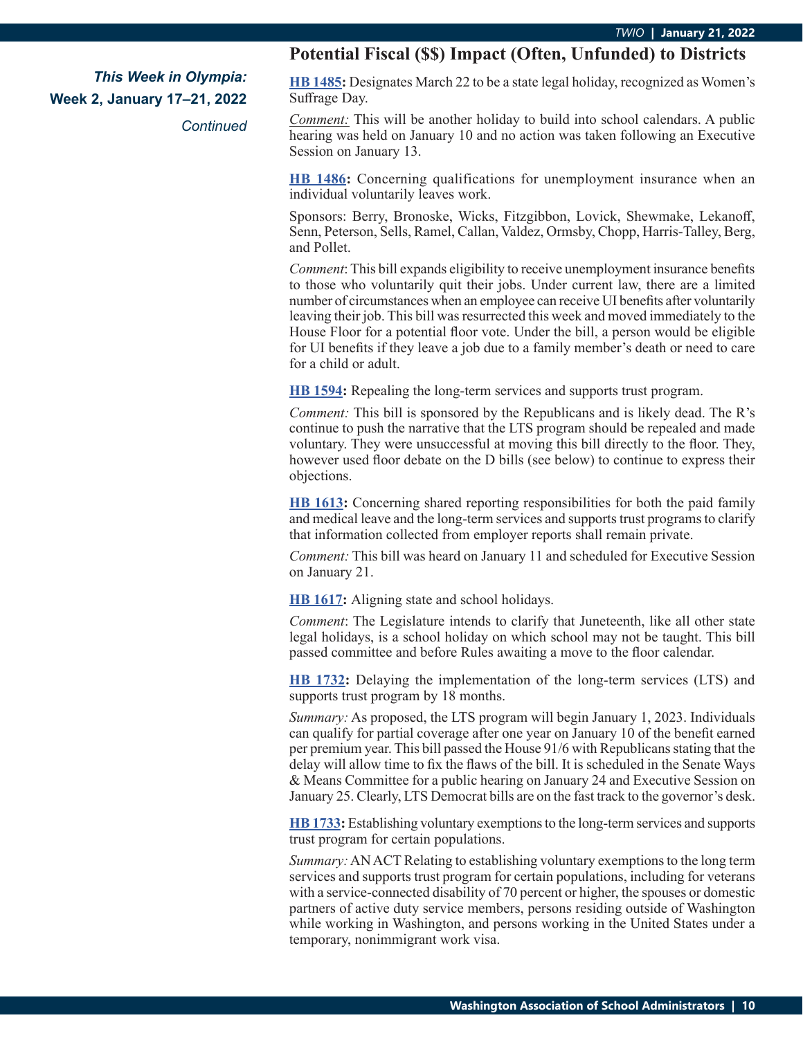*This Week in Olympia:*
**Week 2, January 17–21, 2022**
*Continued*

## Potential Fiscal ($$) Impact (Often, Unfunded) to Districts

**HB 1485:** Designates March 22 to be a state legal holiday, recognized as Women's Suffrage Day.

*Comment:* This will be another holiday to build into school calendars. A public hearing was held on January 10 and no action was taken following an Executive Session on January 13.

**HB 1486:** Concerning qualifications for unemployment insurance when an individual voluntarily leaves work.

Sponsors: Berry, Bronoske, Wicks, Fitzgibbon, Lovick, Shewmake, Lekanoff, Senn, Peterson, Sells, Ramel, Callan, Valdez, Ormsby, Chopp, Harris-Talley, Berg, and Pollet.

*Comment*: This bill expands eligibility to receive unemployment insurance benefits to those who voluntarily quit their jobs. Under current law, there are a limited number of circumstances when an employee can receive UI benefits after voluntarily leaving their job. This bill was resurrected this week and moved immediately to the House Floor for a potential floor vote. Under the bill, a person would be eligible for UI benefits if they leave a job due to a family member's death or need to care for a child or adult.

**HB 1594:** Repealing the long-term services and supports trust program.

*Comment:* This bill is sponsored by the Republicans and is likely dead. The R's continue to push the narrative that the LTS program should be repealed and made voluntary. They were unsuccessful at moving this bill directly to the floor. They, however used floor debate on the D bills (see below) to continue to express their objections.

**HB 1613:** Concerning shared reporting responsibilities for both the paid family and medical leave and the long-term services and supports trust programs to clarify that information collected from employer reports shall remain private.

*Comment:* This bill was heard on January 11 and scheduled for Executive Session on January 21.

**HB 1617:** Aligning state and school holidays.

*Comment*: The Legislature intends to clarify that Juneteenth, like all other state legal holidays, is a school holiday on which school may not be taught. This bill passed committee and before Rules awaiting a move to the floor calendar.

**HB 1732:** Delaying the implementation of the long-term services (LTS) and supports trust program by 18 months.

*Summary:* As proposed, the LTS program will begin January 1, 2023. Individuals can qualify for partial coverage after one year on January 10 of the benefit earned per premium year. This bill passed the House 91/6 with Republicans stating that the delay will allow time to fix the flaws of the bill. It is scheduled in the Senate Ways & Means Committee for a public hearing on January 24 and Executive Session on January 25. Clearly, LTS Democrat bills are on the fast track to the governor's desk.

**HB 1733:** Establishing voluntary exemptions to the long-term services and supports trust program for certain populations.

*Summary:* AN ACT Relating to establishing voluntary exemptions to the long term services and supports trust program for certain populations, including for veterans with a service-connected disability of 70 percent or higher, the spouses or domestic partners of active duty service members, persons residing outside of Washington while working in Washington, and persons working in the United States under a temporary, nonimmigrant work visa.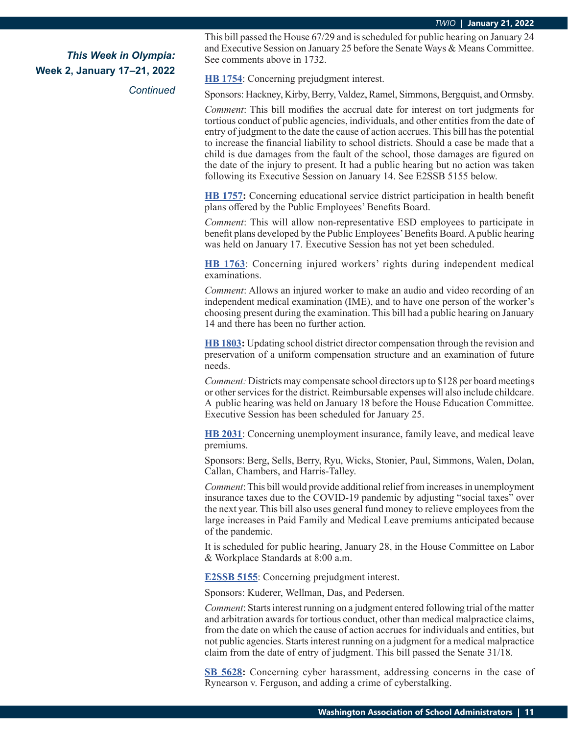This bill passed the House 67/29 and is scheduled for public hearing on January 24 and Executive Session on January 25 before the Senate Ways & Means Committee. See comments above in 1732.

**HB 1754**: Concerning prejudgment interest.

Sponsors: Hackney, Kirby, Berry, Valdez, Ramel, Simmons, Bergquist, and Ormsby.

*Comment*: This bill modifies the accrual date for interest on tort judgments for tortious conduct of public agencies, individuals, and other entities from the date of entry of judgment to the date the cause of action accrues. This bill has the potential to increase the financial liability to school districts. Should a case be made that a child is due damages from the fault of the school, those damages are figured on the date of the injury to present. It had a public hearing but no action was taken following its Executive Session on January 14. See E2SSB 5155 below.

**HB 1757:** Concerning educational service district participation in health benefit plans offered by the Public Employees' Benefits Board.

*Comment*: This will allow non-representative ESD employees to participate in benefit plans developed by the Public Employees' Benefits Board. A public hearing was held on January 17. Executive Session has not yet been scheduled.

**HB 1763**: Concerning injured workers' rights during independent medical examinations.

*Comment*: Allows an injured worker to make an audio and video recording of an independent medical examination (IME), and to have one person of the worker's choosing present during the examination. This bill had a public hearing on January 14 and there has been no further action.

**HB 1803:** Updating school district director compensation through the revision and preservation of a uniform compensation structure and an examination of future needs.

*Comment:* Districts may compensate school directors up to $128 per board meetings or other services for the district. Reimbursable expenses will also include childcare. A public hearing was held on January 18 before the House Education Committee. Executive Session has been scheduled for January 25.

**HB 2031**: Concerning unemployment insurance, family leave, and medical leave premiums.

Sponsors: Berg, Sells, Berry, Ryu, Wicks, Stonier, Paul, Simmons, Walen, Dolan, Callan, Chambers, and Harris-Talley.

*Comment*: This bill would provide additional relief from increases in unemployment insurance taxes due to the COVID-19 pandemic by adjusting "social taxes" over the next year. This bill also uses general fund money to relieve employees from the large increases in Paid Family and Medical Leave premiums anticipated because of the pandemic.

It is scheduled for public hearing, January 28, in the House Committee on Labor & Workplace Standards at 8:00 a.m.

**E2SSB 5155**: Concerning prejudgment interest.

Sponsors: Kuderer, Wellman, Das, and Pedersen.

*Comment*: Starts interest running on a judgment entered following trial of the matter and arbitration awards for tortious conduct, other than medical malpractice claims, from the date on which the cause of action accrues for individuals and entities, but not public agencies. Starts interest running on a judgment for a medical malpractice claim from the date of entry of judgment. This bill passed the Senate 31/18.

**SB 5628:** Concerning cyber harassment, addressing concerns in the case of Rynearson v. Ferguson, and adding a crime of cyberstalking.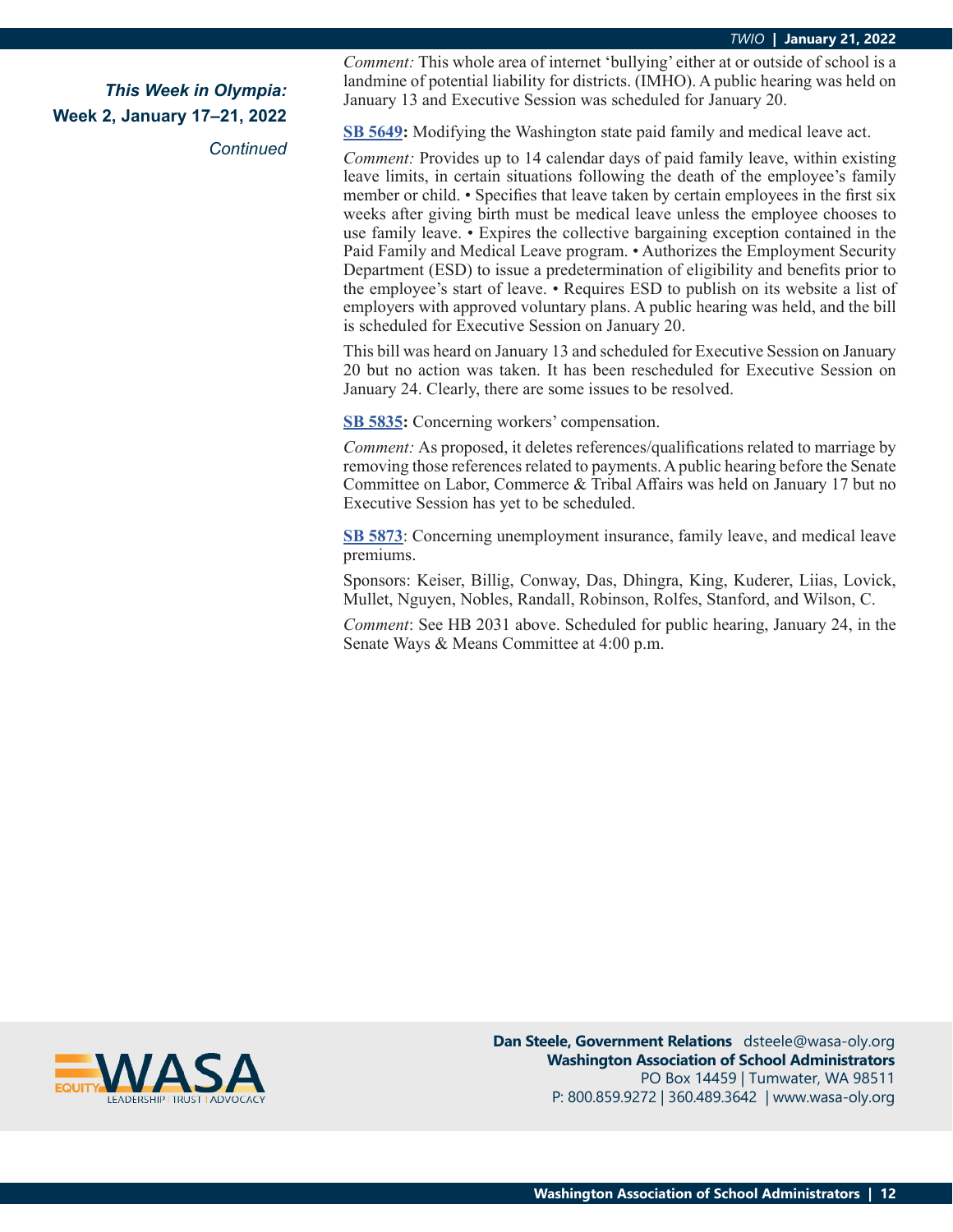**_This Week in Olympia:_**
**Week 2, January 17–21, 2022**
_Continued_

_Comment:_ This whole area of internet 'bullying' either at or outside of school is a landmine of potential liability for districts. (IMHO). A public hearing was held on January 13 and Executive Session was scheduled for January 20.

**SB 5649:** Modifying the Washington state paid family and medical leave act.

_Comment:_ Provides up to 14 calendar days of paid family leave, within existing leave limits, in certain situations following the death of the employee's family member or child. • Specifies that leave taken by certain employees in the first six weeks after giving birth must be medical leave unless the employee chooses to use family leave. • Expires the collective bargaining exception contained in the Paid Family and Medical Leave program. • Authorizes the Employment Security Department (ESD) to issue a predetermination of eligibility and benefits prior to the employee's start of leave. • Requires ESD to publish on its website a list of employers with approved voluntary plans. A public hearing was held, and the bill is scheduled for Executive Session on January 20.

This bill was heard on January 13 and scheduled for Executive Session on January 20 but no action was taken. It has been rescheduled for Executive Session on January 24. Clearly, there are some issues to be resolved.

**SB 5835:** Concerning workers' compensation.

_Comment:_ As proposed, it deletes references/qualifications related to marriage by removing those references related to payments. A public hearing before the Senate Committee on Labor, Commerce & Tribal Affairs was held on January 17 but no Executive Session has yet to be scheduled.

**SB 5873**: Concerning unemployment insurance, family leave, and medical leave premiums.

Sponsors: Keiser, Billig, Conway, Das, Dhingra, King, Kuderer, Liias, Lovick, Mullet, Nguyen, Nobles, Randall, Robinson, Rolfes, Stanford, and Wilson, C.

_Comment_: See HB 2031 above. Scheduled for public hearing, January 24, in the Senate Ways & Means Committee at 4:00 p.m.

**Dan Steele, Government Relations** dsteele@wasa-oly.org
**Washington Association of School Administrators**
PO Box 14459 | Tumwater, WA 98511
P: 800.859.9272 | 360.489.3642 | www.wasa-oly.org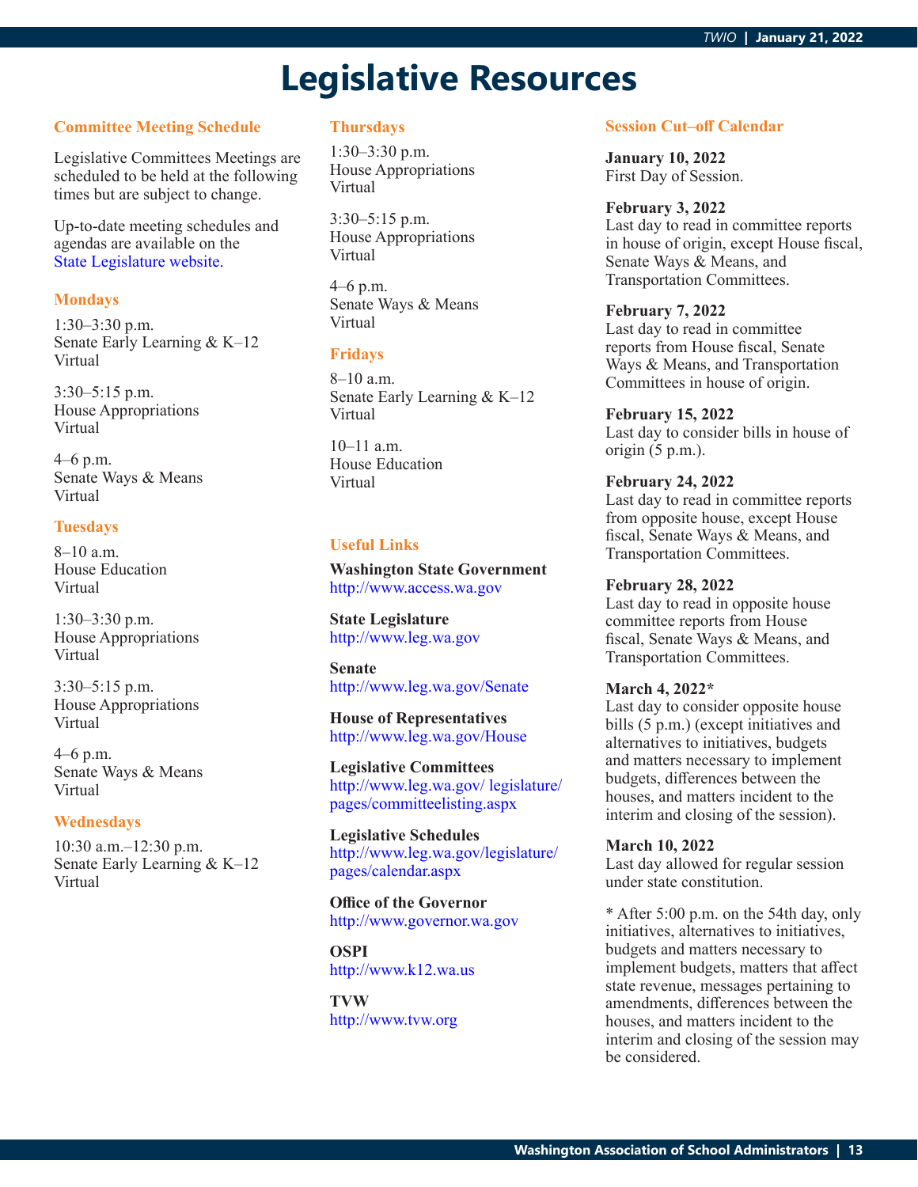# Legislative Resources

### Committee Meeting Schedule

Legislative Committees Meetings are scheduled to be held at the following times but are subject to change.

Up-to-date meeting schedules and agendas are available on the State Legislature website.

#### Mondays

1:30–3:30 p.m.
Senate Early Learning & K–12
Virtual

3:30–5:15 p.m.
House Appropriations
Virtual

4–6 p.m.
Senate Ways & Means
Virtual

#### Tuesdays

8–10 a.m.
House Education
Virtual

1:30–3:30 p.m.
House Appropriations
Virtual

3:30–5:15 p.m.
House Appropriations
Virtual

4–6 p.m.
Senate Ways & Means
Virtual

#### Wednesdays

10:30 a.m.–12:30 p.m.
Senate Early Learning & K–12
Virtual

#### Thursdays

1:30–3:30 p.m.
House Appropriations
Virtual

3:30–5:15 p.m.
House Appropriations
Virtual

4–6 p.m.
Senate Ways & Means
Virtual

#### Fridays

8–10 a.m.
Senate Early Learning & K–12
Virtual

10–11 a.m.
House Education
Virtual

### Useful Links

**Washington State Government**
http://www.access.wa.gov

**State Legislature**
http://www.leg.wa.gov

**Senate**
http://www.leg.wa.gov/Senate

**House of Representatives**
http://www.leg.wa.gov/House

**Legislative Committees**
http://www.leg.wa.gov/ legislature/ pages/committeelisting.aspx

**Legislative Schedules**
http://www.leg.wa.gov/legislature/ pages/calendar.aspx

**Office of the Governor**
http://www.governor.wa.gov

**OSPI**
http://www.k12.wa.us

**TVW**
http://www.tvw.org

### Session Cut–off Calendar

**January 10, 2022**
First Day of Session.

**February 3, 2022**
Last day to read in committee reports in house of origin, except House fiscal, Senate Ways & Means, and Transportation Committees.

**February 7, 2022**
Last day to read in committee reports from House fiscal, Senate Ways & Means, and Transportation Committees in house of origin.

**February 15, 2022**
Last day to consider bills in house of origin (5 p.m.).

**February 24, 2022**
Last day to read in committee reports from opposite house, except House fiscal, Senate Ways & Means, and Transportation Committees.

**February 28, 2022**
Last day to read in opposite house committee reports from House fiscal, Senate Ways & Means, and Transportation Committees.

**March 4, 2022***
Last day to consider opposite house bills (5 p.m.) (except initiatives and alternatives to initiatives, budgets and matters necessary to implement budgets, differences between the houses, and matters incident to the interim and closing of the session).

**March 10, 2022**
Last day allowed for regular session under state constitution.

* After 5:00 p.m. on the 54th day, only initiatives, alternatives to initiatives, budgets and matters necessary to implement budgets, matters that affect state revenue, messages pertaining to amendments, differences between the houses, and matters incident to the interim and closing of the session may be considered.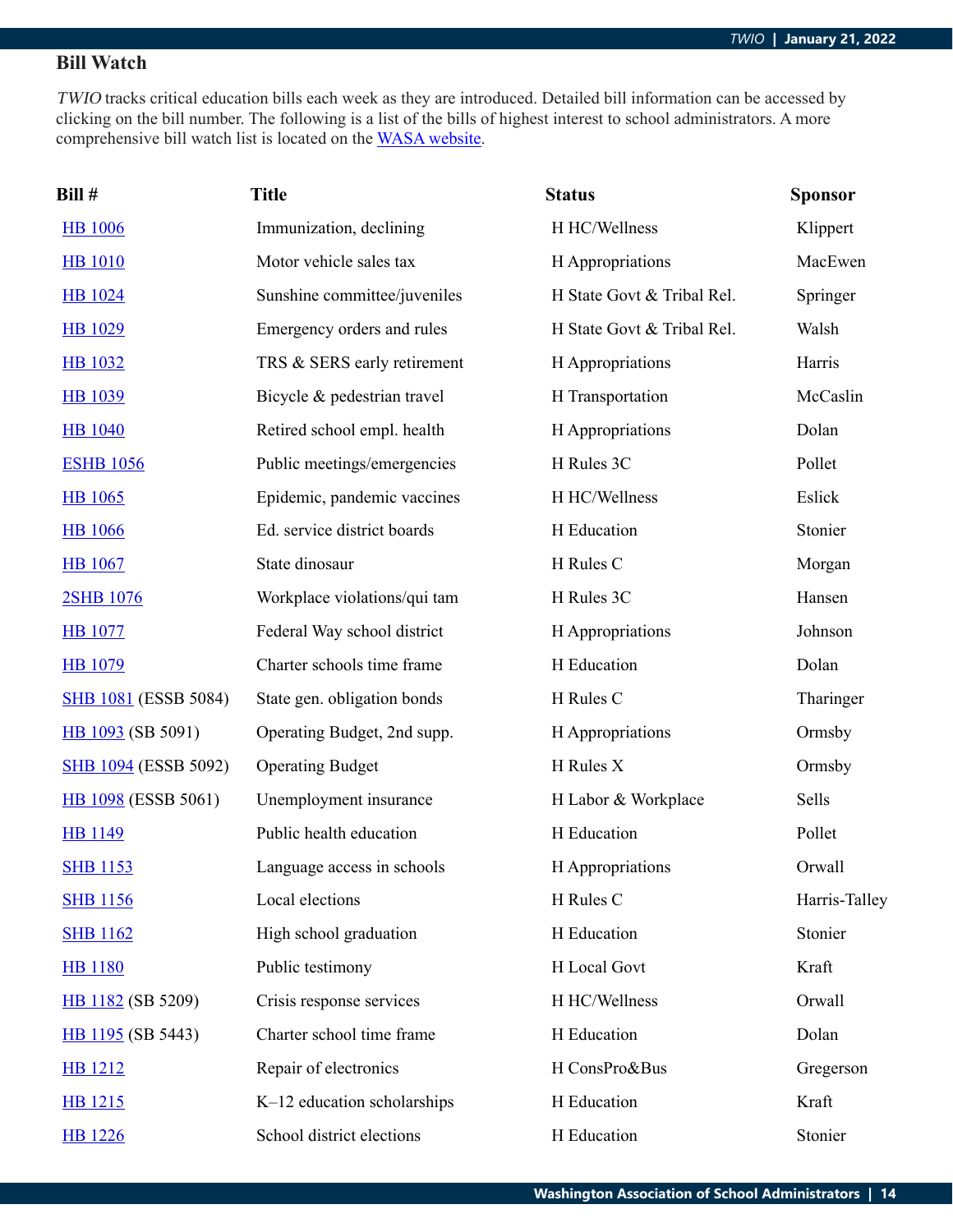## Bill Watch

*TWIO* tracks critical education bills each week as they are introduced. Detailed bill information can be accessed by clicking on the bill number. The following is a list of the bills of highest interest to school administrators. A more comprehensive bill watch list is located on the WASA website.

| Bill # | Title | Status | Sponsor |
|---|---|---|---|
| HB 1006 | Immunization, declining | H HC/Wellness | Klippert |
| HB 1010 | Motor vehicle sales tax | H Appropriations | MacEwen |
| HB 1024 | Sunshine committee/juveniles | H State Govt & Tribal Rel. | Springer |
| HB 1029 | Emergency orders and rules | H State Govt & Tribal Rel. | Walsh |
| HB 1032 | TRS & SERS early retirement | H Appropriations | Harris |
| HB 1039 | Bicycle & pedestrian travel | H Transportation | McCaslin |
| HB 1040 | Retired school empl. health | H Appropriations | Dolan |
| ESHB 1056 | Public meetings/emergencies | H Rules 3C | Pollet |
| HB 1065 | Epidemic, pandemic vaccines | H HC/Wellness | Eslick |
| HB 1066 | Ed. service district boards | H Education | Stonier |
| HB 1067 | State dinosaur | H Rules C | Morgan |
| 2SHB 1076 | Workplace violations/qui tam | H Rules 3C | Hansen |
| HB 1077 | Federal Way school district | H Appropriations | Johnson |
| HB 1079 | Charter schools time frame | H Education | Dolan |
| SHB 1081 (ESSB 5084) | State gen. obligation bonds | H Rules C | Tharinger |
| HB 1093 (SB 5091) | Operating Budget, 2nd supp. | H Appropriations | Ormsby |
| SHB 1094 (ESSB 5092) | Operating Budget | H Rules X | Ormsby |
| HB 1098 (ESSB 5061) | Unemployment insurance | H Labor & Workplace | Sells |
| HB 1149 | Public health education | H Education | Pollet |
| SHB 1153 | Language access in schools | H Appropriations | Orwall |
| SHB 1156 | Local elections | H Rules C | Harris-Talley |
| SHB 1162 | High school graduation | H Education | Stonier |
| HB 1180 | Public testimony | H Local Govt | Kraft |
| HB 1182 (SB 5209) | Crisis response services | H HC/Wellness | Orwall |
| HB 1195 (SB 5443) | Charter school time frame | H Education | Dolan |
| HB 1212 | Repair of electronics | H ConsPro&Bus | Gregerson |
| HB 1215 | K–12 education scholarships | H Education | Kraft |
| HB 1226 | School district elections | H Education | Stonier |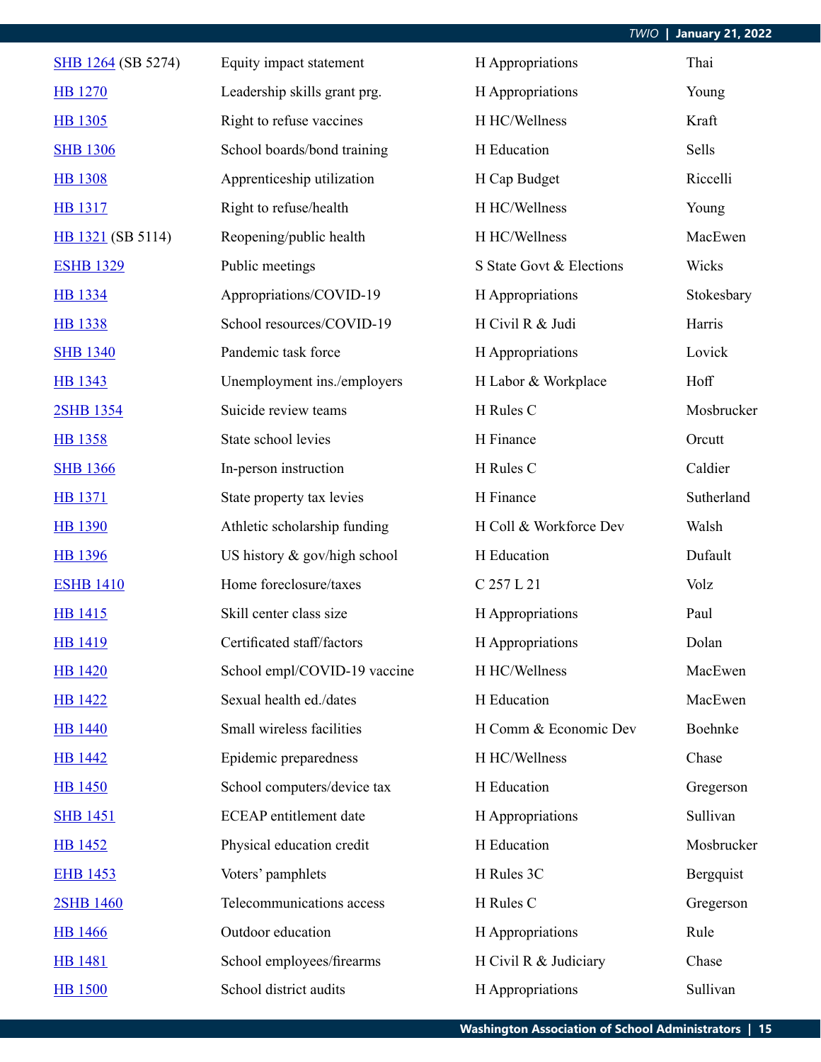| | | | |
|---|---|---|---|
| SHB 1264 (SB 5274) | Equity impact statement | H Appropriations | Thai |
| HB 1270 | Leadership skills grant prg. | H Appropriations | Young |
| HB 1305 | Right to refuse vaccines | H HC/Wellness | Kraft |
| SHB 1306 | School boards/bond training | H Education | Sells |
| HB 1308 | Apprenticeship utilization | H Cap Budget | Riccelli |
| HB 1317 | Right to refuse/health | H HC/Wellness | Young |
| HB 1321 (SB 5114) | Reopening/public health | H HC/Wellness | MacEwen |
| ESHB 1329 | Public meetings | S State Govt & Elections | Wicks |
| HB 1334 | Appropriations/COVID-19 | H Appropriations | Stokesbary |
| HB 1338 | School resources/COVID-19 | H Civil R & Judi | Harris |
| SHB 1340 | Pandemic task force | H Appropriations | Lovick |
| HB 1343 | Unemployment ins./employers | H Labor & Workplace | Hoff |
| 2SHB 1354 | Suicide review teams | H Rules C | Mosbrucker |
| HB 1358 | State school levies | H Finance | Orcutt |
| SHB 1366 | In-person instruction | H Rules C | Caldier |
| HB 1371 | State property tax levies | H Finance | Sutherland |
| HB 1390 | Athletic scholarship funding | H Coll & Workforce Dev | Walsh |
| HB 1396 | US history & gov/high school | H Education | Dufault |
| ESHB 1410 | Home foreclosure/taxes | C 257 L 21 | Volz |
| HB 1415 | Skill center class size | H Appropriations | Paul |
| HB 1419 | Certificated staff/factors | H Appropriations | Dolan |
| HB 1420 | School empl/COVID-19 vaccine | H HC/Wellness | MacEwen |
| HB 1422 | Sexual health ed./dates | H Education | MacEwen |
| HB 1440 | Small wireless facilities | H Comm & Economic Dev | Boehnke |
| HB 1442 | Epidemic preparedness | H HC/Wellness | Chase |
| HB 1450 | School computers/device tax | H Education | Gregerson |
| SHB 1451 | ECEAP entitlement date | H Appropriations | Sullivan |
| HB 1452 | Physical education credit | H Education | Mosbrucker |
| EHB 1453 | Voters' pamphlets | H Rules 3C | Bergquist |
| 2SHB 1460 | Telecommunications access | H Rules C | Gregerson |
| HB 1466 | Outdoor education | H Appropriations | Rule |
| HB 1481 | School employees/firearms | H Civil R & Judiciary | Chase |
| HB 1500 | School district audits | H Appropriations | Sullivan |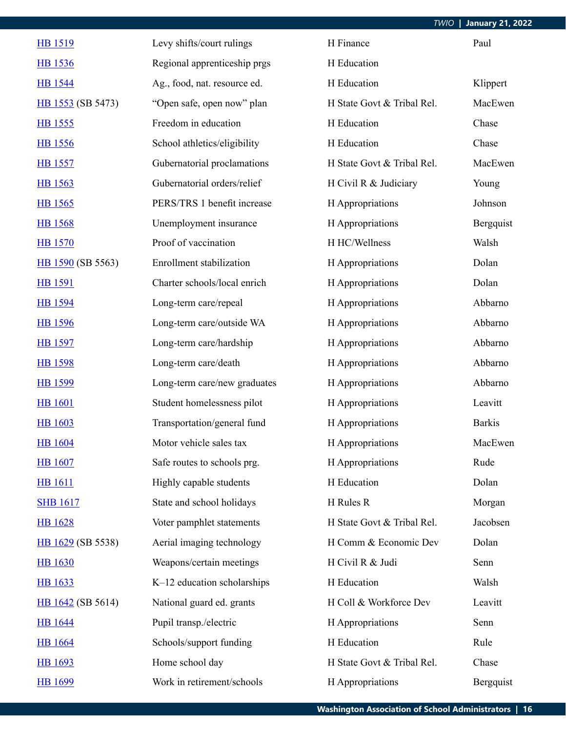| | | | |
|---|---|---|---|
| HB 1519 | Levy shifts/court rulings | H Finance | Paul |
| HB 1536 | Regional apprenticeship prgs | H Education | |
| HB 1544 | Ag., food, nat. resource ed. | H Education | Klippert |
| HB 1553 (SB 5473) | "Open safe, open now" plan | H State Govt & Tribal Rel. | MacEwen |
| HB 1555 | Freedom in education | H Education | Chase |
| HB 1556 | School athletics/eligibility | H Education | Chase |
| HB 1557 | Gubernatorial proclamations | H State Govt & Tribal Rel. | MacEwen |
| HB 1563 | Gubernatorial orders/relief | H Civil R & Judiciary | Young |
| HB 1565 | PERS/TRS 1 benefit increase | H Appropriations | Johnson |
| HB 1568 | Unemployment insurance | H Appropriations | Bergquist |
| HB 1570 | Proof of vaccination | H HC/Wellness | Walsh |
| HB 1590 (SB 5563) | Enrollment stabilization | H Appropriations | Dolan |
| HB 1591 | Charter schools/local enrich | H Appropriations | Dolan |
| HB 1594 | Long-term care/repeal | H Appropriations | Abbarno |
| HB 1596 | Long-term care/outside WA | H Appropriations | Abbarno |
| HB 1597 | Long-term care/hardship | H Appropriations | Abbarno |
| HB 1598 | Long-term care/death | H Appropriations | Abbarno |
| HB 1599 | Long-term care/new graduates | H Appropriations | Abbarno |
| HB 1601 | Student homelessness pilot | H Appropriations | Leavitt |
| HB 1603 | Transportation/general fund | H Appropriations | Barkis |
| HB 1604 | Motor vehicle sales tax | H Appropriations | MacEwen |
| HB 1607 | Safe routes to schools prg. | H Appropriations | Rude |
| HB 1611 | Highly capable students | H Education | Dolan |
| SHB 1617 | State and school holidays | H Rules R | Morgan |
| HB 1628 | Voter pamphlet statements | H State Govt & Tribal Rel. | Jacobsen |
| HB 1629 (SB 5538) | Aerial imaging technology | H Comm & Economic Dev | Dolan |
| HB 1630 | Weapons/certain meetings | H Civil R & Judi | Senn |
| HB 1633 | K–12 education scholarships | H Education | Walsh |
| HB 1642 (SB 5614) | National guard ed. grants | H Coll & Workforce Dev | Leavitt |
| HB 1644 | Pupil transp./electric | H Appropriations | Senn |
| HB 1664 | Schools/support funding | H Education | Rule |
| HB 1693 | Home school day | H State Govt & Tribal Rel. | Chase |
| HB 1699 | Work in retirement/schools | H Appropriations | Bergquist |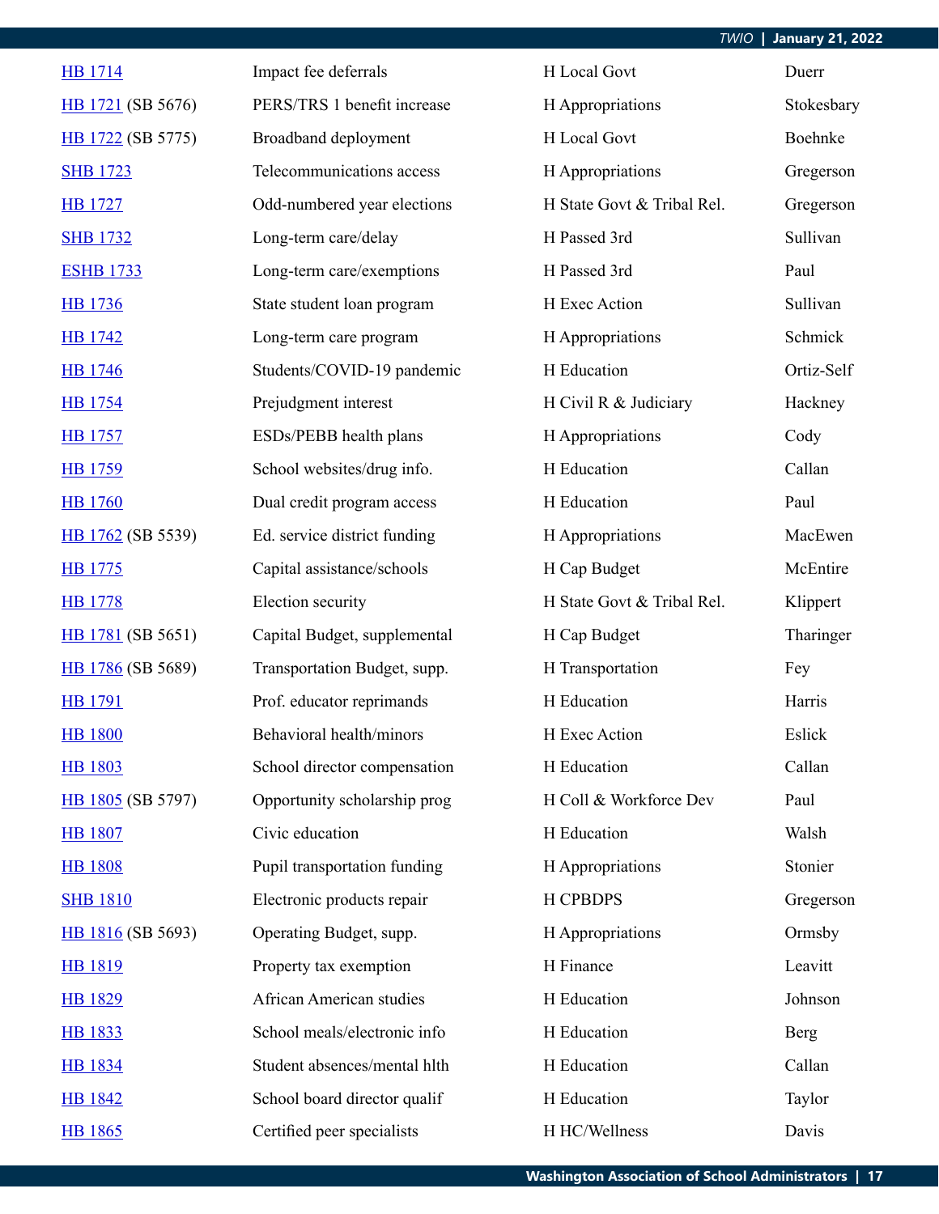| | | | |
|---|---|---|---|
| HB 1714 | Impact fee deferrals | H Local Govt | Duerr |
| HB 1721 (SB 5676) | PERS/TRS 1 benefit increase | H Appropriations | Stokesbary |
| HB 1722 (SB 5775) | Broadband deployment | H Local Govt | Boehnke |
| SHB 1723 | Telecommunications access | H Appropriations | Gregerson |
| HB 1727 | Odd-numbered year elections | H State Govt & Tribal Rel. | Gregerson |
| SHB 1732 | Long-term care/delay | H Passed 3rd | Sullivan |
| ESHB 1733 | Long-term care/exemptions | H Passed 3rd | Paul |
| HB 1736 | State student loan program | H Exec Action | Sullivan |
| HB 1742 | Long-term care program | H Appropriations | Schmick |
| HB 1746 | Students/COVID-19 pandemic | H Education | Ortiz-Self |
| HB 1754 | Prejudgment interest | H Civil R & Judiciary | Hackney |
| HB 1757 | ESDs/PEBB health plans | H Appropriations | Cody |
| HB 1759 | School websites/drug info. | H Education | Callan |
| HB 1760 | Dual credit program access | H Education | Paul |
| HB 1762 (SB 5539) | Ed. service district funding | H Appropriations | MacEwen |
| HB 1775 | Capital assistance/schools | H Cap Budget | McEntire |
| HB 1778 | Election security | H State Govt & Tribal Rel. | Klippert |
| HB 1781 (SB 5651) | Capital Budget, supplemental | H Cap Budget | Tharinger |
| HB 1786 (SB 5689) | Transportation Budget, supp. | H Transportation | Fey |
| HB 1791 | Prof. educator reprimands | H Education | Harris |
| HB 1800 | Behavioral health/minors | H Exec Action | Eslick |
| HB 1803 | School director compensation | H Education | Callan |
| HB 1805 (SB 5797) | Opportunity scholarship prog | H Coll & Workforce Dev | Paul |
| HB 1807 | Civic education | H Education | Walsh |
| HB 1808 | Pupil transportation funding | H Appropriations | Stonier |
| SHB 1810 | Electronic products repair | H CPBDPS | Gregerson |
| HB 1816 (SB 5693) | Operating Budget, supp. | H Appropriations | Ormsby |
| HB 1819 | Property tax exemption | H Finance | Leavitt |
| HB 1829 | African American studies | H Education | Johnson |
| HB 1833 | School meals/electronic info | H Education | Berg |
| HB 1834 | Student absences/mental hlth | H Education | Callan |
| HB 1842 | School board director qualif | H Education | Taylor |
| HB 1865 | Certified peer specialists | H HC/Wellness | Davis |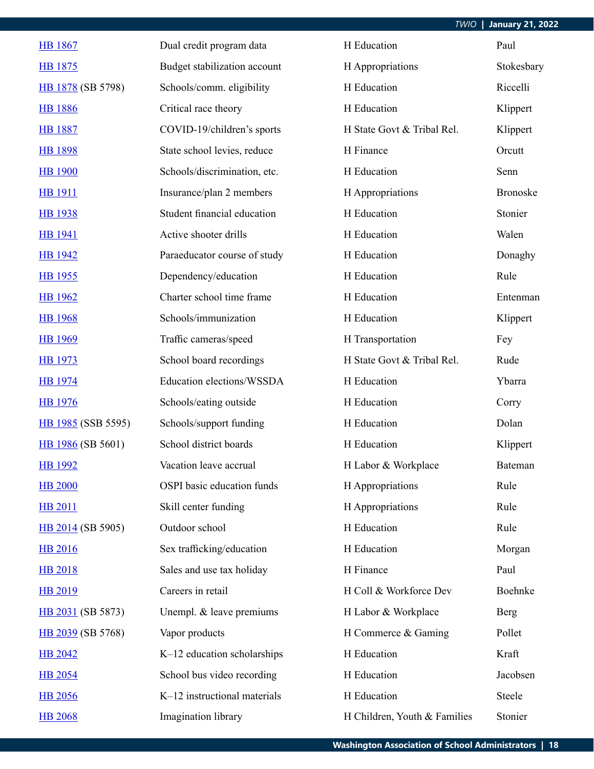| | | | |
|---|---|---|---|
| HB 1867 | Dual credit program data | H Education | Paul |
| HB 1875 | Budget stabilization account | H Appropriations | Stokesbary |
| HB 1878 (SB 5798) | Schools/comm. eligibility | H Education | Riccelli |
| HB 1886 | Critical race theory | H Education | Klippert |
| HB 1887 | COVID-19/children's sports | H State Govt & Tribal Rel. | Klippert |
| HB 1898 | State school levies, reduce | H Finance | Orcutt |
| HB 1900 | Schools/discrimination, etc. | H Education | Senn |
| HB 1911 | Insurance/plan 2 members | H Appropriations | Bronoske |
| HB 1938 | Student financial education | H Education | Stonier |
| HB 1941 | Active shooter drills | H Education | Walen |
| HB 1942 | Paraeducator course of study | H Education | Donaghy |
| HB 1955 | Dependency/education | H Education | Rule |
| HB 1962 | Charter school time frame | H Education | Entenman |
| HB 1968 | Schools/immunization | H Education | Klippert |
| HB 1969 | Traffic cameras/speed | H Transportation | Fey |
| HB 1973 | School board recordings | H State Govt & Tribal Rel. | Rude |
| HB 1974 | Education elections/WSSDA | H Education | Ybarra |
| HB 1976 | Schools/eating outside | H Education | Corry |
| HB 1985 (SSB 5595) | Schools/support funding | H Education | Dolan |
| HB 1986 (SB 5601) | School district boards | H Education | Klippert |
| HB 1992 | Vacation leave accrual | H Labor & Workplace | Bateman |
| HB 2000 | OSPI basic education funds | H Appropriations | Rule |
| HB 2011 | Skill center funding | H Appropriations | Rule |
| HB 2014 (SB 5905) | Outdoor school | H Education | Rule |
| HB 2016 | Sex trafficking/education | H Education | Morgan |
| HB 2018 | Sales and use tax holiday | H Finance | Paul |
| HB 2019 | Careers in retail | H Coll & Workforce Dev | Boehnke |
| HB 2031 (SB 5873) | Unempl. & leave premiums | H Labor & Workplace | Berg |
| HB 2039 (SB 5768) | Vapor products | H Commerce & Gaming | Pollet |
| HB 2042 | K–12 education scholarships | H Education | Kraft |
| HB 2054 | School bus video recording | H Education | Jacobsen |
| HB 2056 | K–12 instructional materials | H Education | Steele |
| HB 2068 | Imagination library | H Children, Youth & Families | Stonier |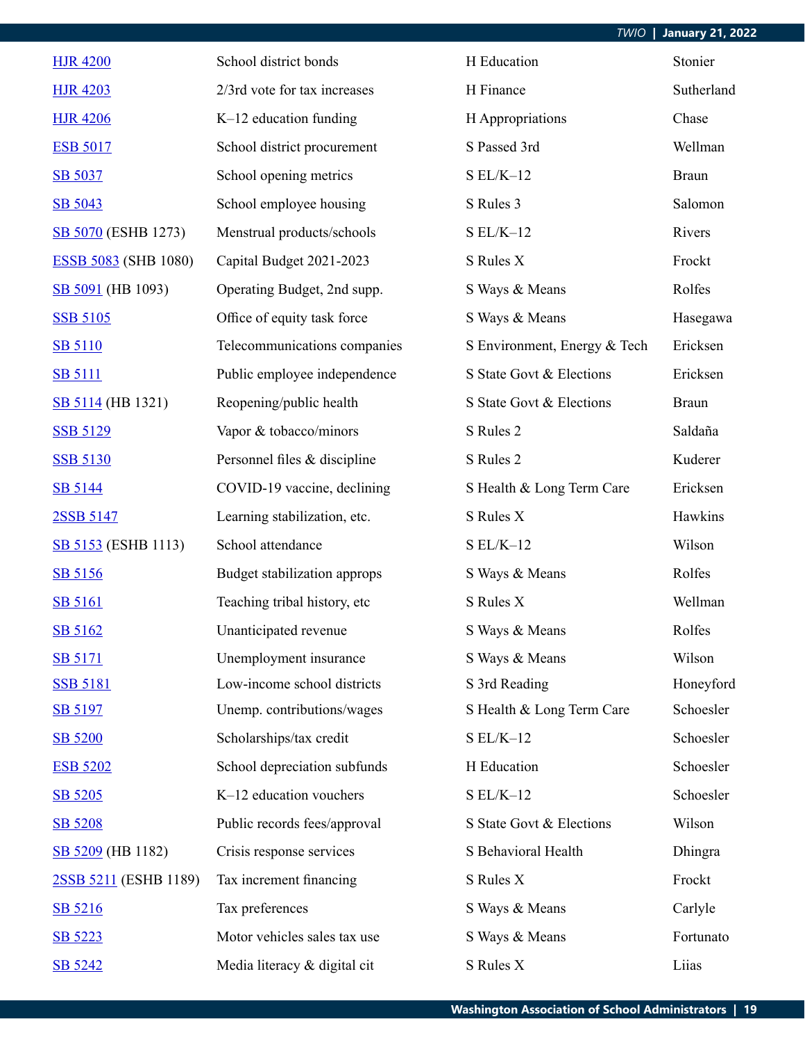| | | | |
|---|---|---|---|
| HJR 4200 | School district bonds | H Education | Stonier |
| HJR 4203 | 2/3rd vote for tax increases | H Finance | Sutherland |
| HJR 4206 | K–12 education funding | H Appropriations | Chase |
| ESB 5017 | School district procurement | S Passed 3rd | Wellman |
| SB 5037 | School opening metrics | S EL/K–12 | Braun |
| SB 5043 | School employee housing | S Rules 3 | Salomon |
| SB 5070 (ESHB 1273) | Menstrual products/schools | S EL/K–12 | Rivers |
| ESSB 5083 (SHB 1080) | Capital Budget 2021-2023 | S Rules X | Frockt |
| SB 5091 (HB 1093) | Operating Budget, 2nd supp. | S Ways & Means | Rolfes |
| SSB 5105 | Office of equity task force | S Ways & Means | Hasegawa |
| SB 5110 | Telecommunications companies | S Environment, Energy & Tech | Ericksen |
| SB 5111 | Public employee independence | S State Govt & Elections | Ericksen |
| SB 5114 (HB 1321) | Reopening/public health | S State Govt & Elections | Braun |
| SSB 5129 | Vapor & tobacco/minors | S Rules 2 | Saldaña |
| SSB 5130 | Personnel files & discipline | S Rules 2 | Kuderer |
| SB 5144 | COVID-19 vaccine, declining | S Health & Long Term Care | Ericksen |
| 2SSB 5147 | Learning stabilization, etc. | S Rules X | Hawkins |
| SB 5153 (ESHB 1113) | School attendance | S EL/K–12 | Wilson |
| SB 5156 | Budget stabilization approps | S Ways & Means | Rolfes |
| SB 5161 | Teaching tribal history, etc | S Rules X | Wellman |
| SB 5162 | Unanticipated revenue | S Ways & Means | Rolfes |
| SB 5171 | Unemployment insurance | S Ways & Means | Wilson |
| SSB 5181 | Low-income school districts | S 3rd Reading | Honeyford |
| SB 5197 | Unemp. contributions/wages | S Health & Long Term Care | Schoesler |
| SB 5200 | Scholarships/tax credit | S EL/K–12 | Schoesler |
| ESB 5202 | School depreciation subfunds | H Education | Schoesler |
| SB 5205 | K–12 education vouchers | S EL/K–12 | Schoesler |
| SB 5208 | Public records fees/approval | S State Govt & Elections | Wilson |
| SB 5209 (HB 1182) | Crisis response services | S Behavioral Health | Dhingra |
| 2SSB 5211 (ESHB 1189) | Tax increment financing | S Rules X | Frockt |
| SB 5216 | Tax preferences | S Ways & Means | Carlyle |
| SB 5223 | Motor vehicles sales tax use | S Ways & Means | Fortunato |
| SB 5242 | Media literacy & digital cit | S Rules X | Liias |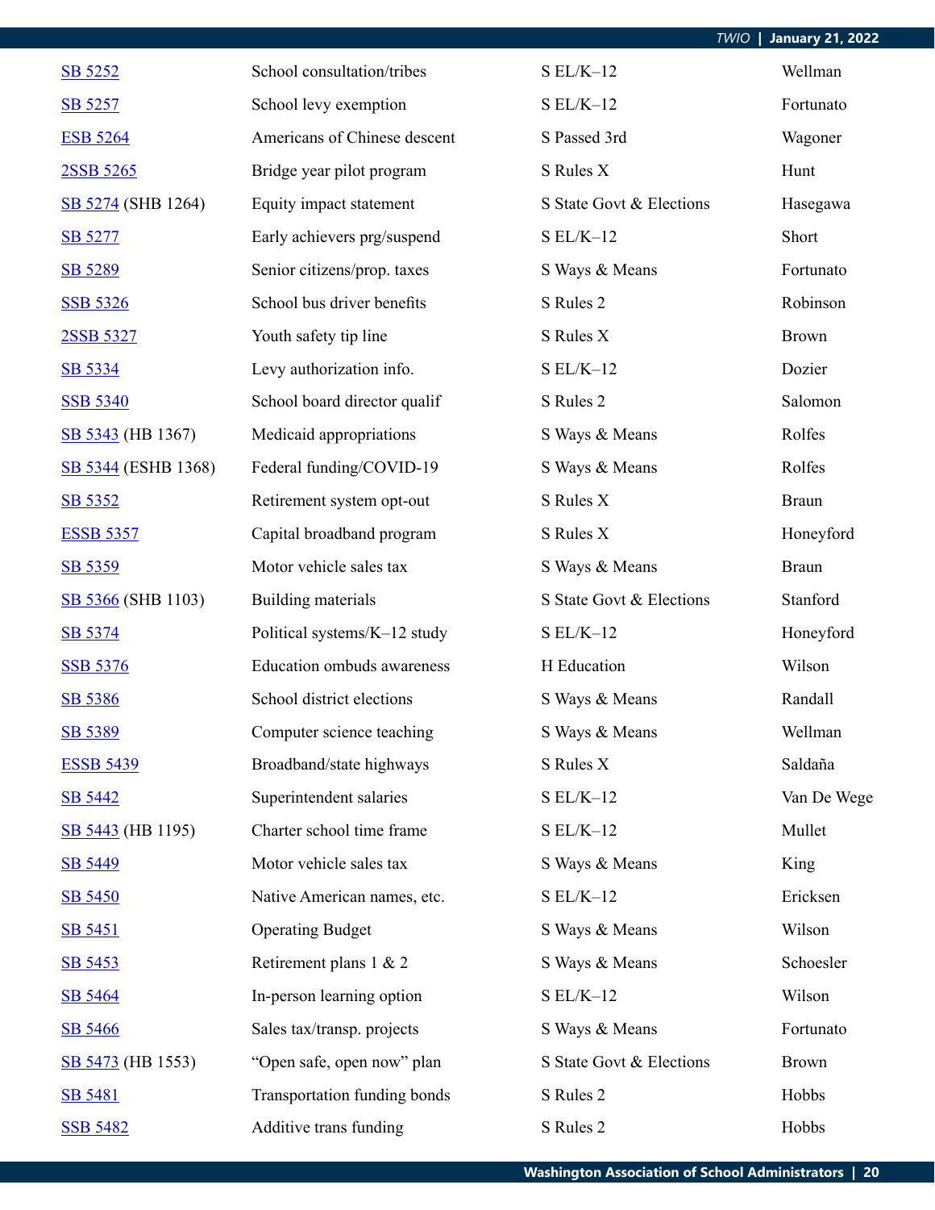| | | | |
|---|---|---|---|
| SB 5252 | School consultation/tribes | S EL/K–12 | Wellman |
| SB 5257 | School levy exemption | S EL/K–12 | Fortunato |
| ESB 5264 | Americans of Chinese descent | S Passed 3rd | Wagoner |
| 2SSB 5265 | Bridge year pilot program | S Rules X | Hunt |
| SB 5274 (SHB 1264) | Equity impact statement | S State Govt & Elections | Hasegawa |
| SB 5277 | Early achievers prg/suspend | S EL/K–12 | Short |
| SB 5289 | Senior citizens/prop. taxes | S Ways & Means | Fortunato |
| SSB 5326 | School bus driver benefits | S Rules 2 | Robinson |
| 2SSB 5327 | Youth safety tip line | S Rules X | Brown |
| SB 5334 | Levy authorization info. | S EL/K–12 | Dozier |
| SSB 5340 | School board director qualif | S Rules 2 | Salomon |
| SB 5343 (HB 1367) | Medicaid appropriations | S Ways & Means | Rolfes |
| SB 5344 (ESHB 1368) | Federal funding/COVID-19 | S Ways & Means | Rolfes |
| SB 5352 | Retirement system opt-out | S Rules X | Braun |
| ESSB 5357 | Capital broadband program | S Rules X | Honeyford |
| SB 5359 | Motor vehicle sales tax | S Ways & Means | Braun |
| SB 5366 (SHB 1103) | Building materials | S State Govt & Elections | Stanford |
| SB 5374 | Political systems/K–12 study | S EL/K–12 | Honeyford |
| SSB 5376 | Education ombuds awareness | H Education | Wilson |
| SB 5386 | School district elections | S Ways & Means | Randall |
| SB 5389 | Computer science teaching | S Ways & Means | Wellman |
| ESSB 5439 | Broadband/state highways | S Rules X | Saldaña |
| SB 5442 | Superintendent salaries | S EL/K–12 | Van De Wege |
| SB 5443 (HB 1195) | Charter school time frame | S EL/K–12 | Mullet |
| SB 5449 | Motor vehicle sales tax | S Ways & Means | King |
| SB 5450 | Native American names, etc. | S EL/K–12 | Ericksen |
| SB 5451 | Operating Budget | S Ways & Means | Wilson |
| SB 5453 | Retirement plans 1 & 2 | S Ways & Means | Schoesler |
| SB 5464 | In-person learning option | S EL/K–12 | Wilson |
| SB 5466 | Sales tax/transp. projects | S Ways & Means | Fortunato |
| SB 5473 (HB 1553) | "Open safe, open now" plan | S State Govt & Elections | Brown |
| SB 5481 | Transportation funding bonds | S Rules 2 | Hobbs |
| SSB 5482 | Additive trans funding | S Rules 2 | Hobbs |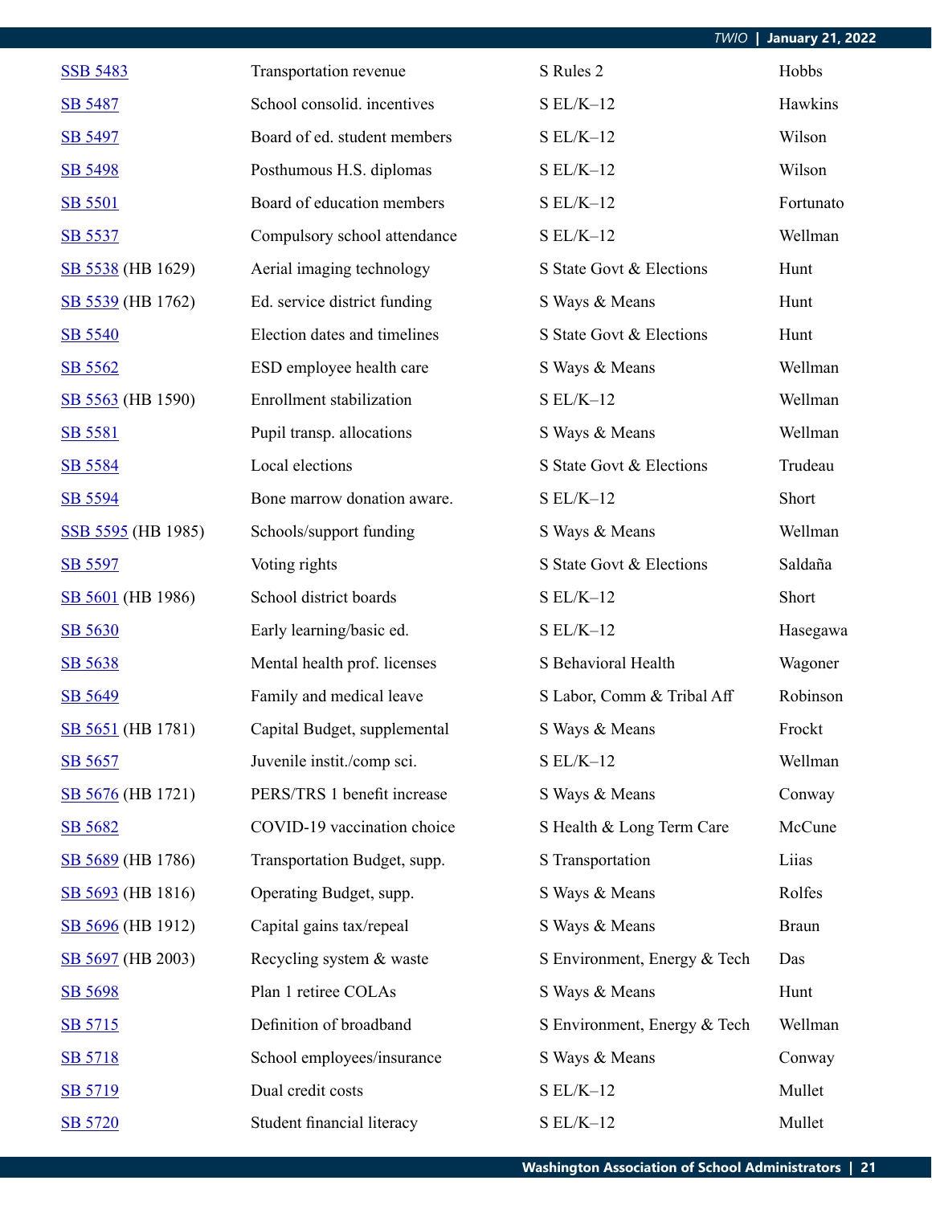| | | | |
|---|---|---|---|
| SSB 5483 | Transportation revenue | S Rules 2 | Hobbs |
| SB 5487 | School consolid. incentives | S EL/K–12 | Hawkins |
| SB 5497 | Board of ed. student members | S EL/K–12 | Wilson |
| SB 5498 | Posthumous H.S. diplomas | S EL/K–12 | Wilson |
| SB 5501 | Board of education members | S EL/K–12 | Fortunato |
| SB 5537 | Compulsory school attendance | S EL/K–12 | Wellman |
| SB 5538 (HB 1629) | Aerial imaging technology | S State Govt & Elections | Hunt |
| SB 5539 (HB 1762) | Ed. service district funding | S Ways & Means | Hunt |
| SB 5540 | Election dates and timelines | S State Govt & Elections | Hunt |
| SB 5562 | ESD employee health care | S Ways & Means | Wellman |
| SB 5563 (HB 1590) | Enrollment stabilization | S EL/K–12 | Wellman |
| SB 5581 | Pupil transp. allocations | S Ways & Means | Wellman |
| SB 5584 | Local elections | S State Govt & Elections | Trudeau |
| SB 5594 | Bone marrow donation aware. | S EL/K–12 | Short |
| SSB 5595 (HB 1985) | Schools/support funding | S Ways & Means | Wellman |
| SB 5597 | Voting rights | S State Govt & Elections | Saldaña |
| SB 5601 (HB 1986) | School district boards | S EL/K–12 | Short |
| SB 5630 | Early learning/basic ed. | S EL/K–12 | Hasegawa |
| SB 5638 | Mental health prof. licenses | S Behavioral Health | Wagoner |
| SB 5649 | Family and medical leave | S Labor, Comm & Tribal Aff | Robinson |
| SB 5651 (HB 1781) | Capital Budget, supplemental | S Ways & Means | Frockt |
| SB 5657 | Juvenile instit./comp sci. | S EL/K–12 | Wellman |
| SB 5676 (HB 1721) | PERS/TRS 1 benefit increase | S Ways & Means | Conway |
| SB 5682 | COVID-19 vaccination choice | S Health & Long Term Care | McCune |
| SB 5689 (HB 1786) | Transportation Budget, supp. | S Transportation | Liias |
| SB 5693 (HB 1816) | Operating Budget, supp. | S Ways & Means | Rolfes |
| SB 5696 (HB 1912) | Capital gains tax/repeal | S Ways & Means | Braun |
| SB 5697 (HB 2003) | Recycling system & waste | S Environment, Energy & Tech | Das |
| SB 5698 | Plan 1 retiree COLAs | S Ways & Means | Hunt |
| SB 5715 | Definition of broadband | S Environment, Energy & Tech | Wellman |
| SB 5718 | School employees/insurance | S Ways & Means | Conway |
| SB 5719 | Dual credit costs | S EL/K–12 | Mullet |
| SB 5720 | Student financial literacy | S EL/K–12 | Mullet |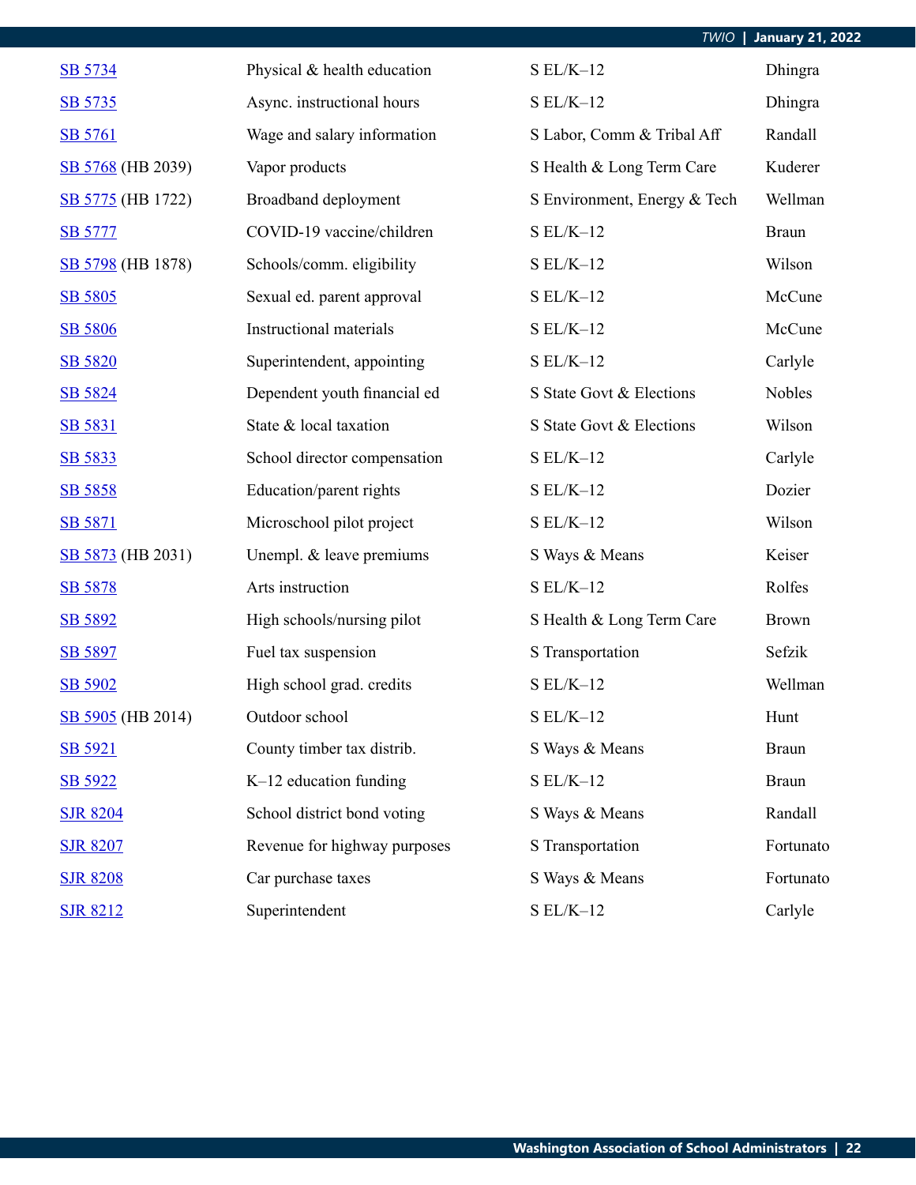| | | | |
|---|---|---|---|
| SB 5734 | Physical & health education | S EL/K–12 | Dhingra |
| SB 5735 | Async. instructional hours | S EL/K–12 | Dhingra |
| SB 5761 | Wage and salary information | S Labor, Comm & Tribal Aff | Randall |
| SB 5768 (HB 2039) | Vapor products | S Health & Long Term Care | Kuderer |
| SB 5775 (HB 1722) | Broadband deployment | S Environment, Energy & Tech | Wellman |
| SB 5777 | COVID-19 vaccine/children | S EL/K–12 | Braun |
| SB 5798 (HB 1878) | Schools/comm. eligibility | S EL/K–12 | Wilson |
| SB 5805 | Sexual ed. parent approval | S EL/K–12 | McCune |
| SB 5806 | Instructional materials | S EL/K–12 | McCune |
| SB 5820 | Superintendent, appointing | S EL/K–12 | Carlyle |
| SB 5824 | Dependent youth financial ed | S State Govt & Elections | Nobles |
| SB 5831 | State & local taxation | S State Govt & Elections | Wilson |
| SB 5833 | School director compensation | S EL/K–12 | Carlyle |
| SB 5858 | Education/parent rights | S EL/K–12 | Dozier |
| SB 5871 | Microschool pilot project | S EL/K–12 | Wilson |
| SB 5873 (HB 2031) | Unempl. & leave premiums | S Ways & Means | Keiser |
| SB 5878 | Arts instruction | S EL/K–12 | Rolfes |
| SB 5892 | High schools/nursing pilot | S Health & Long Term Care | Brown |
| SB 5897 | Fuel tax suspension | S Transportation | Sefzik |
| SB 5902 | High school grad. credits | S EL/K–12 | Wellman |
| SB 5905 (HB 2014) | Outdoor school | S EL/K–12 | Hunt |
| SB 5921 | County timber tax distrib. | S Ways & Means | Braun |
| SB 5922 | K–12 education funding | S EL/K–12 | Braun |
| SJR 8204 | School district bond voting | S Ways & Means | Randall |
| SJR 8207 | Revenue for highway purposes | S Transportation | Fortunato |
| SJR 8208 | Car purchase taxes | S Ways & Means | Fortunato |
| SJR 8212 | Superintendent | S EL/K–12 | Carlyle |